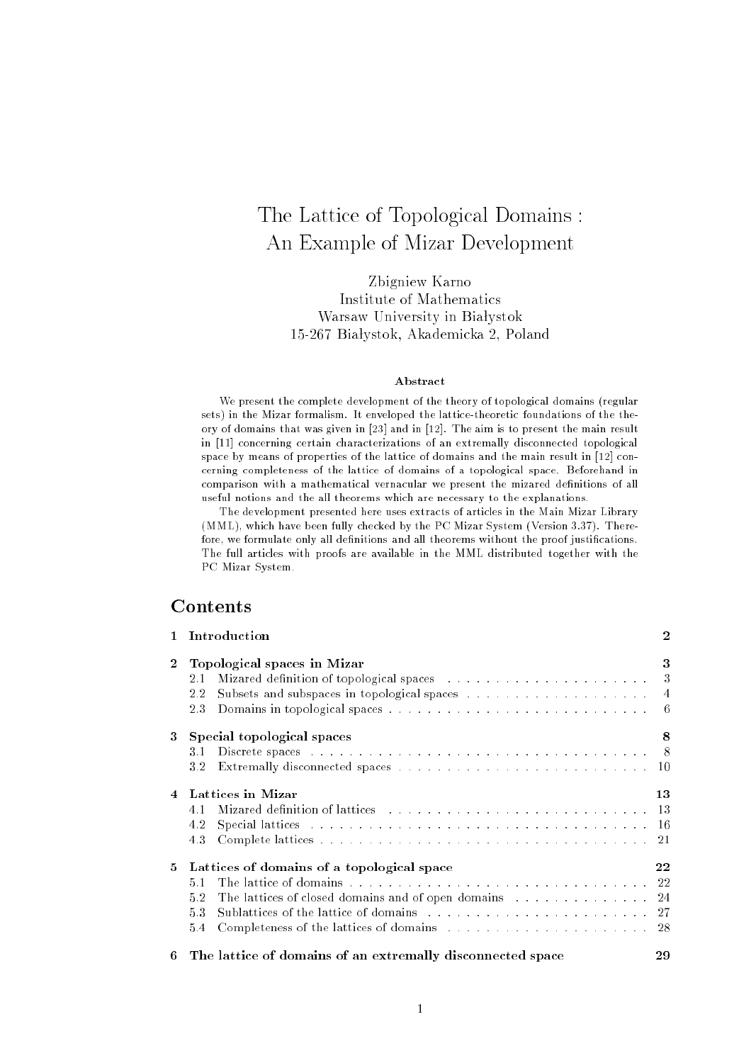# The Lattice of Topological Domains : An Example of Mizar Development

Zbigniew Karno
Institute of Mathematics
Warsaw University in Białystok
15-267 Białystok, Akademicka 2, Poland

### Abstract

We present the complete development of the theory of topological domains (regular sets) in the Mizar formalism. It enveloped the lattice-theoretic foundations of the theory of domains that was given in [23] and in [12]. The aim is to present the main result in [11] concerning certain characterizations of an extremally disconnected topological space by means of properties of the lattice of domains and the main result in [12] concerning completeness of the lattice of domains of a topological space. Beforehand in comparison with a mathematical vernacular we present the mizared definitions of all useful notions and the all theorems which are necessary to the explanations.

The development presented here uses extracts of articles in the Main Mizar Library (MML), which have been fully checked by the PC Mizar System (Version 3.37). Therefore, we formulate only all definitions and all theorems without the proof justifications. The full articles with proofs are available in the MML distributed together with the PC Mizar System.

## Contents

| | | |
|---|---|---|
| **1** | **Introduction** | **2** |
| **2** | **Topological spaces in Mizar** | **3** |
| 2.1 | Mizared definition of topological spaces | 3 |
| 2.2 | Subsets and subspaces in topological spaces | 4 |
| 2.3 | Domains in topological spaces | 6 |
| **3** | **Special topological spaces** | **8** |
| 3.1 | Discrete spaces | 8 |
| 3.2 | Extremally disconnected spaces | 10 |
| **4** | **Lattices in Mizar** | **13** |
| 4.1 | Mizared definition of lattices | 13 |
| 4.2 | Special lattices | 16 |
| 4.3 | Complete lattices | 21 |
| **5** | **Lattices of domains of a topological space** | **22** |
| 5.1 | The lattice of domains | 22 |
| 5.2 | The lattices of closed domains and of open domains | 24 |
| 5.3 | Sublattices of the lattice of domains | 27 |
| 5.4 | Completeness of the lattices of domains | 28 |
| **6** | **The lattice of domains of an extremally disconnected space** | **29** |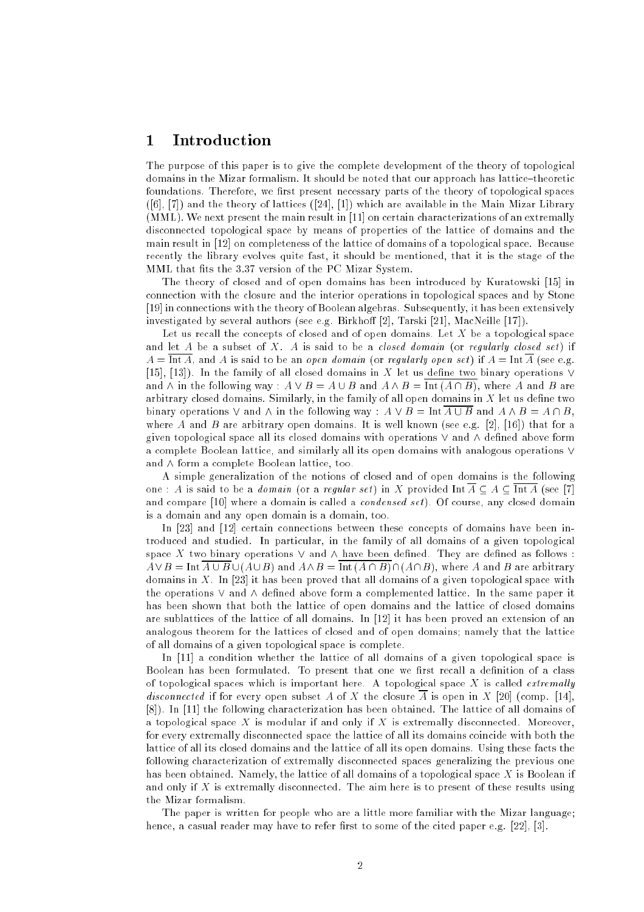# 1 Introduction

The purpose of this paper is to give the complete development of the theory of topological domains in the Mizar formalism. It should be noted that our approach has lattice–theoretic foundations. Therefore, we first present necessary parts of the theory of topological spaces ([6], [7]) and the theory of lattices ([24], [1]) which are available in the Main Mizar Library (MML). We next present the main result in [11] on certain characterizations of an extremally disconnected topological space by means of properties of the lattice of domains and the main result in [12] on completeness of the lattice of domains of a topological space. Because recently the library evolves quite fast, it should be mentioned, that it is the stage of the MML that fits the 3.37 version of the PC Mizar System.

The theory of closed and of open domains has been introduced by Kuratowski [15] in connection with the closure and the interior operations in topological spaces and by Stone [19] in connections with the theory of Boolean algebras. Subsequently, it has been extensively investigated by several authors (see e.g. Birkhoff [2], Tarski [21], MacNeille [17]).

Let us recall the concepts of closed and of open domains. Let $X$ be a topological space and let $A$ be a subset of $X$. $A$ is said to be a *closed domain* (or *regularly closed set*) if $A = \overline{\operatorname{Int} A}$, and $A$ is said to be an *open domain* (or *regularly open set*) if $A = \operatorname{Int} \overline{A}$ (see e.g. [15], [13]). In the family of all closed domains in $X$ let us define two binary operations $\vee$ and $\wedge$ in the following way : $A \vee B = A \cup B$ and $A \wedge B = \overline{\operatorname{Int}(A \cap B)}$, where $A$ and $B$ are arbitrary closed domains. Similarly, in the family of all open domains in $X$ let us define two binary operations $\vee$ and $\wedge$ in the following way : $A \vee B = \operatorname{Int} \overline{A \cup B}$ and $A \wedge B = A \cap B$, where $A$ and $B$ are arbitrary open domains. It is well known (see e.g. [2], [16]) that for a given topological space all its closed domains with operations $\vee$ and $\wedge$ defined above form a complete Boolean lattice, and similarly all its open domains with analogous operations $\vee$ and $\wedge$ form a complete Boolean lattice, too.

A simple generalization of the notions of closed and of open domains is the following one : $A$ is said to be a *domain* (or a *regular set*) in $X$ provided $\operatorname{Int} \overline{A} \subseteq A \subseteq \overline{\operatorname{Int} A}$ (see [7] and compare [10] where a domain is called a *condensed set*). Of course, any closed domain is a domain and any open domain is a domain, too.

In [23] and [12] certain connections between these concepts of domains have been introduced and studied. In particular, in the family of all domains of a given topological space $X$ two binary operations $\vee$ and $\wedge$ have been defined. They are defined as follows : $A \vee B = \operatorname{Int} \overline{A \cup B} \cup (A \cup B)$ and $A \wedge B = \overline{\operatorname{Int}(A \cap B)} \cap (A \cap B)$, where $A$ and $B$ are arbitrary domains in $X$. In [23] it has been proved that all domains of a given topological space with the operations $\vee$ and $\wedge$ defined above form a complemented lattice. In the same paper it has been shown that both the lattice of open domains and the lattice of closed domains are sublattices of the lattice of all domains. In [12] it has been proved an extension of an analogous theorem for the lattices of closed and of open domains; namely that the lattice of all domains of a given topological space is complete.

In [11] a condition whether the lattice of all domains of a given topological space is Boolean has been formulated. To present that one we first recall a definition of a class of topological spaces which is important here. A topological space $X$ is called *extremally disconnected* if for every open subset $A$ of $X$ the closure $\overline{A}$ is open in $X$ [20] (comp. [14], [8]). In [11] the following characterization has been obtained. The lattice of all domains of a topological space $X$ is modular if and only if $X$ is extremally disconnected. Moreover, for every extremally disconnected space the lattice of all its domains coincide with both the lattice of all its closed domains and the lattice of all its open domains. Using these facts the following characterization of extremally disconnected spaces generalizing the previous one has been obtained. Namely, the lattice of all domains of a topological space $X$ is Boolean if and only if $X$ is extremally disconnected. The aim here is to present of these results using the Mizar formalism.

The paper is written for people who are a little more familiar with the Mizar language; hence, a casual reader may have to refer first to some of the cited paper e.g. [22], [3].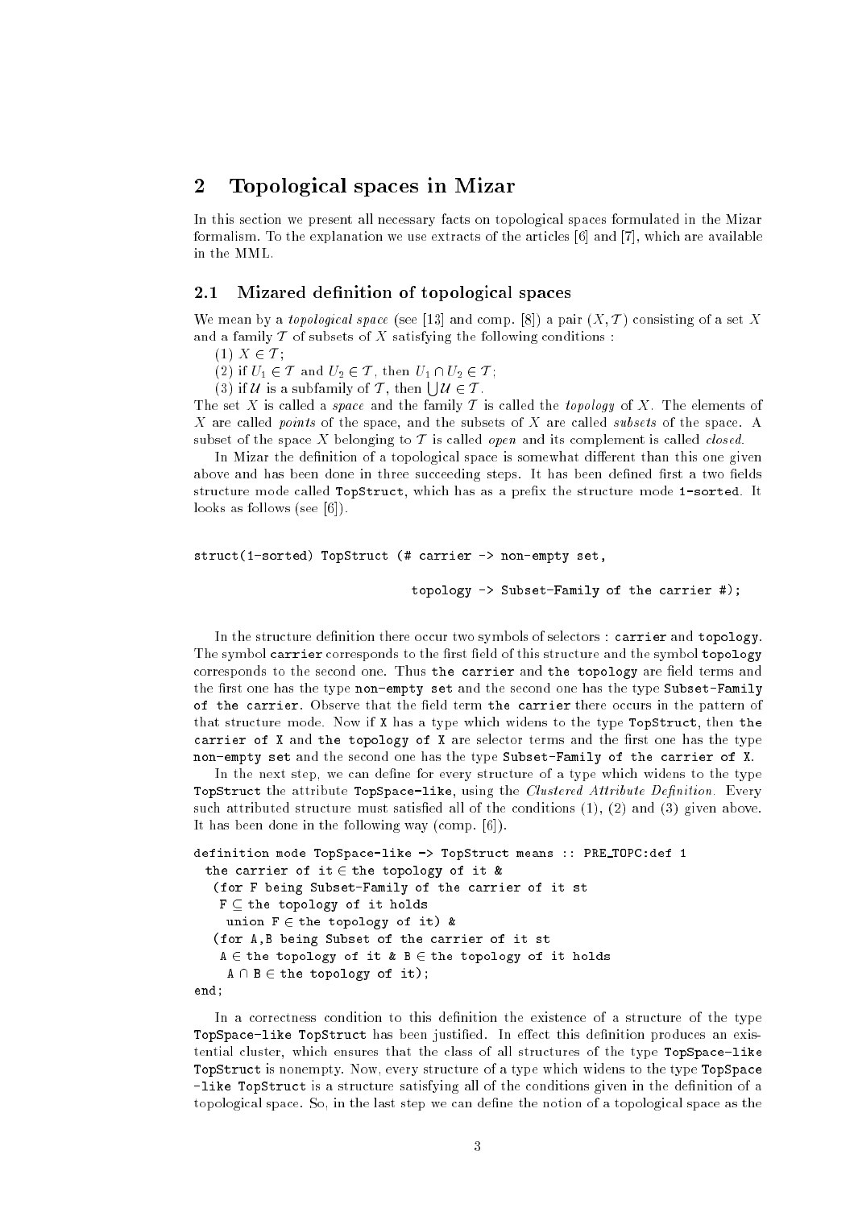## 2 Topological spaces in Mizar

In this section we present all necessary facts on topological spaces formulated in the Mizar formalism. To the explanation we use extracts of the articles [6] and [7], which are available in the MML.

### 2.1 Mizared definition of topological spaces

We mean by a *topological space* (see [13] and comp. [8]) a pair $(X, \mathcal{T})$ consisting of a set $X$ and a family $\mathcal{T}$ of subsets of $X$ satisfying the following conditions :

(1) $X \in \mathcal{T}$;

(2) if $U_1 \in \mathcal{T}$ and $U_2 \in \mathcal{T}$, then $U_1 \cap U_2 \in \mathcal{T}$;

(3) if $\mathcal{U}$ is a subfamily of $\mathcal{T}$, then $\bigcup \mathcal{U} \in \mathcal{T}$.

The set $X$ is called a *space* and the family $\mathcal{T}$ is called the *topology* of $X$. The elements of $X$ are called *points* of the space, and the subsets of $X$ are called *subsets* of the space. A subset of the space $X$ belonging to $\mathcal{T}$ is called *open* and its complement is called *closed*.

In Mizar the definition of a topological space is somewhat different than this one given above and has been done in three succeeding steps. It has been defined first a two fields structure mode called `TopStruct`, which has as a prefix the structure mode `1-sorted`. It looks as follows (see [6]).

```
struct(1-sorted) TopStruct (# carrier -> non-empty set,

                               topology -> Subset-Family of the carrier #);
```

In the structure definition there occur two symbols of selectors : `carrier` and `topology`. The symbol `carrier` corresponds to the first field of this structure and the symbol `topology` corresponds to the second one. Thus `the carrier` and `the topology` are field terms and the first one has the type `non-empty set` and the second one has the type `Subset-Family of the carrier`. Observe that the field term `the carrier` there occurs in the pattern of that structure mode. Now if `X` has a type which widens to the type `TopStruct`, then `the carrier of X` and `the topology of X` are selector terms and the first one has the type `non-empty set` and the second one has the type `Subset-Family of the carrier of X`.

In the next step, we can define for every structure of a type which widens to the type `TopStruct` the attribute `TopSpace-like`, using the *Clustered Attribute Definition*. Every such attributed structure must satisfied all of the conditions (1), (2) and (3) given above. It has been done in the following way (comp. [6]).

```
definition mode TopSpace-like -> TopStruct means :: PRE_TOPC:def 1
  the carrier of it ∈ the topology of it &
  (for F being Subset-Family of the carrier of it st
    F ⊆ the topology of it holds
     union F ∈ the topology of it) &
  (for A,B being Subset of the carrier of it st
    A ∈ the topology of it & B ∈ the topology of it holds
     A ∩ B ∈ the topology of it);
end;
```

In a correctness condition to this definition the existence of a structure of the type `TopSpace-like TopStruct` has been justified. In effect this definition produces an existential cluster, which ensures that the class of all structures of the type `TopSpace-like TopStruct` is nonempty. Now, every structure of a type which widens to the type `TopSpace -like TopStruct` is a structure satisfying all of the conditions given in the definition of a topological space. So, in the last step we can define the notion of a topological space as the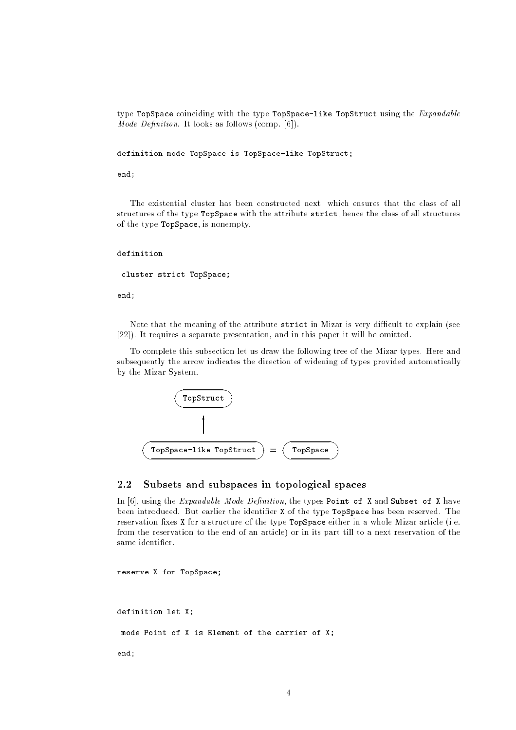type `TopSpace` coinciding with the type `TopSpace-like TopStruct` using the *Expandable Mode Definition*. It looks as follows (comp. [6]).

```
definition mode TopSpace is TopSpace-like TopStruct;

end;
```

The existential cluster has been constructed next, which ensures that the class of all structures of the type `TopSpace` with the attribute `strict`, hence the class of all structures of the type `TopSpace`, is nonempty.

```
definition

 cluster strict TopSpace;

end;
```

Note that the meaning of the attribute `strict` in Mizar is very difficult to explain (see [22]). It requires a separate presentation, and in this paper it will be omitted.

To complete this subsection let us draw the following tree of the Mizar types. Here and subsequently the arrow indicates the direction of widening of types provided automatically by the Mizar System.

```
        TopStruct
            ↑
TopSpace-like TopStruct  =  TopSpace
```

## 2.2 Subsets and subspaces in topological spaces

In [6], using the *Expandable Mode Definition*, the types `Point of X` and `Subset of X` have been introduced. But earlier the identifier `X` of the type `TopSpace` has been reserved. The reservation fixes `X` for a structure of the type `TopSpace` either in a whole Mizar article (i.e. from the reservation to the end of an article) or in its part till to a next reservation of the same identifier.

```
reserve X for TopSpace;



definition let X;

 mode Point of X is Element of the carrier of X;

end;
```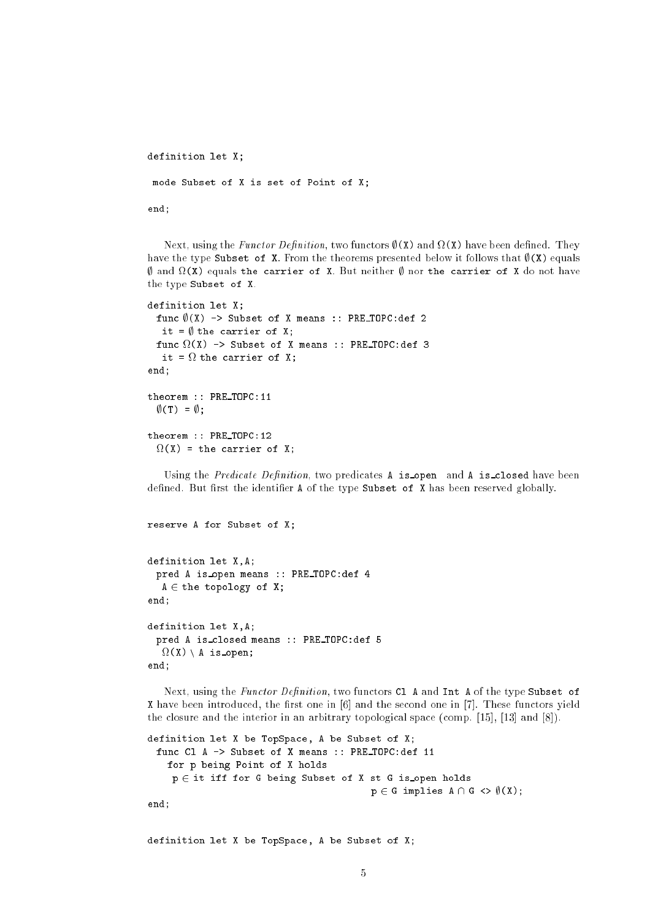```
definition let X;

 mode Subset of X is set of Point of X;

end;
```

Next, using the *Functor Definition*, two functors ∅(X) and Ω(X) have been defined. They have the type `Subset of X`. From the theorems presented below it follows that ∅(X) equals ∅ and Ω(X) equals `the carrier of X`. But neither ∅ nor `the carrier of X` do not have the type `Subset of X`.

```
definition let X;
  func ∅(X) -> Subset of X means :: PRE_TOPC:def 2
   it = ∅ the carrier of X;
  func Ω(X) -> Subset of X means :: PRE_TOPC:def 3
   it = Ω the carrier of X;
end;

theorem :: PRE_TOPC:11
  ∅(T) = ∅;

theorem :: PRE_TOPC:12
  Ω(X) = the carrier of X;
```

Using the *Predicate Definition*, two predicates `A is_open` and `A is_closed` have been defined. But first the identifier `A` of the type `Subset of X` has been reserved globally.

```
reserve A for Subset of X;


definition let X,A;
  pred A is_open means :: PRE_TOPC:def 4
   A ∈ the topology of X;
end;

definition let X,A;
  pred A is_closed means :: PRE_TOPC:def 5
   Ω(X) \ A is_open;
end;
```

Next, using the *Functor Definition*, two functors `Cl A` and `Int A` of the type `Subset of X` have been introduced, the first one in [6] and the second one in [7]. These functors yield the closure and the interior in an arbitrary topological space (comp. [15], [13] and [8]).

```
definition let X be TopSpace, A be Subset of X;
  func Cl A -> Subset of X means :: PRE_TOPC:def 11
    for p being Point of X holds
     p ∈ it iff for G being Subset of X st G is_open holds
                                       p ∈ G implies A ∩ G <> ∅(X);
end;


definition let X be TopSpace, A be Subset of X;
```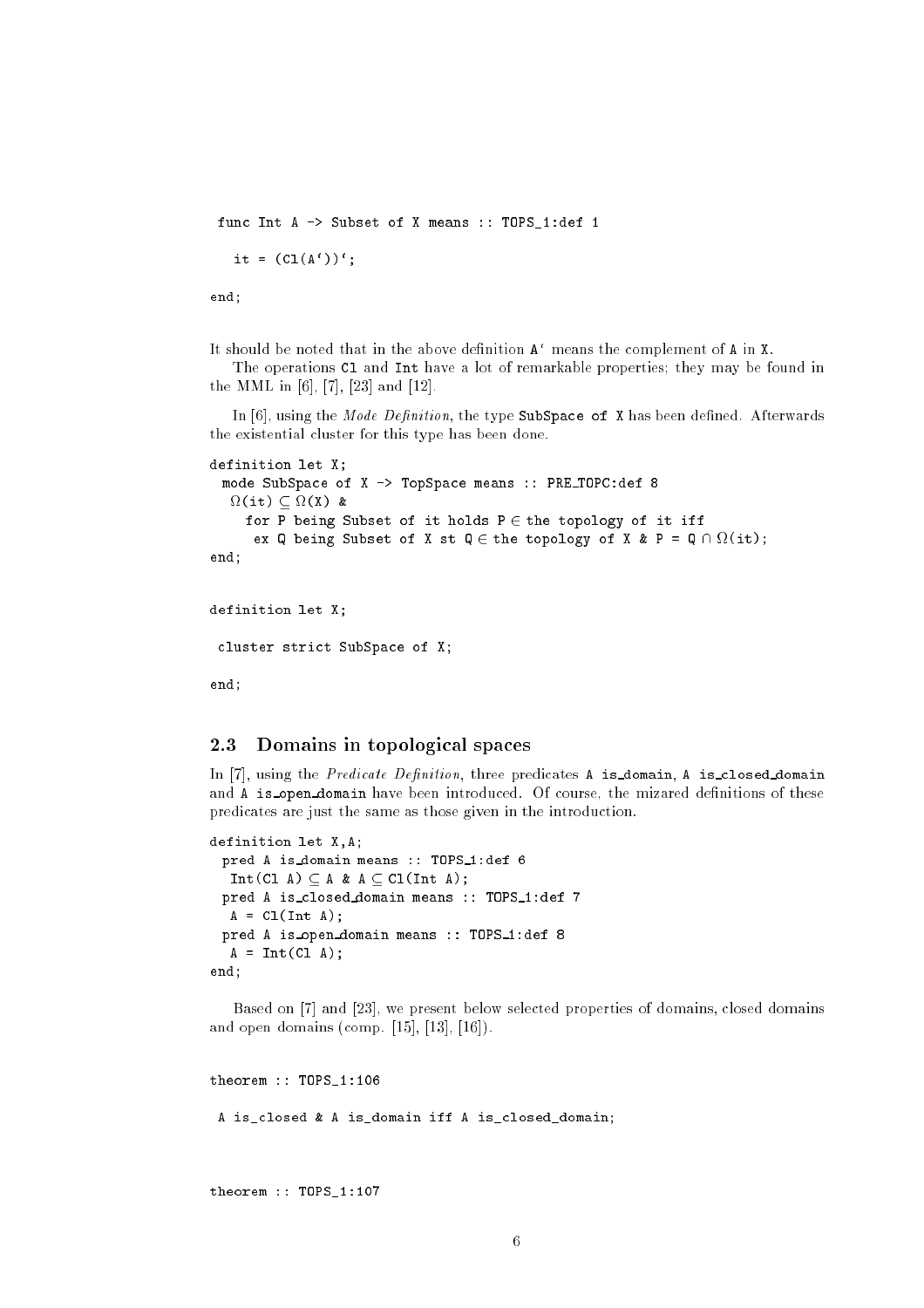```
 func Int A -> Subset of X means :: TOPS_1:def 1

   it = (Cl(A`))`;

end;
```

It should be noted that in the above definition `A`` means the complement of `A` in `X`.

The operations `Cl` and `Int` have a lot of remarkable properties; they may be found in the MML in [6], [7], [23] and [12].

In [6], using the *Mode Definition*, the type `SubSpace of X` has been defined. Afterwards the existential cluster for this type has been done.

```
definition let X;
 mode SubSpace of X -> TopSpace means :: PRE_TOPC:def 8
  Ω(it) ⊆ Ω(X) &
    for P being Subset of it holds P ∈ the topology of it iff
     ex Q being Subset of X st Q ∈ the topology of X & P = Q ∩ Ω(it);
end;
```

```
definition let X;

 cluster strict SubSpace of X;

end;
```

### 2.3 Domains in topological spaces

In [7], using the *Predicate Definition*, three predicates `A is_domain`, `A is_closed_domain` and `A is_open_domain` have been introduced. Of course, the mizared definitions of these predicates are just the same as those given in the introduction.

```
definition let X,A;
 pred A is_domain means :: TOPS_1:def 6
  Int(Cl A) ⊆ A & A ⊆ Cl(Int A);
 pred A is_closed_domain means :: TOPS_1:def 7
  A = Cl(Int A);
 pred A is_open_domain means :: TOPS_1:def 8
  A = Int(Cl A);
end;
```

Based on [7] and [23], we present below selected properties of domains, closed domains and open domains (comp. [15], [13], [16]).

```
theorem :: TOPS_1:106

 A is_closed & A is_domain iff A is_closed_domain;
```

```
theorem :: TOPS_1:107
```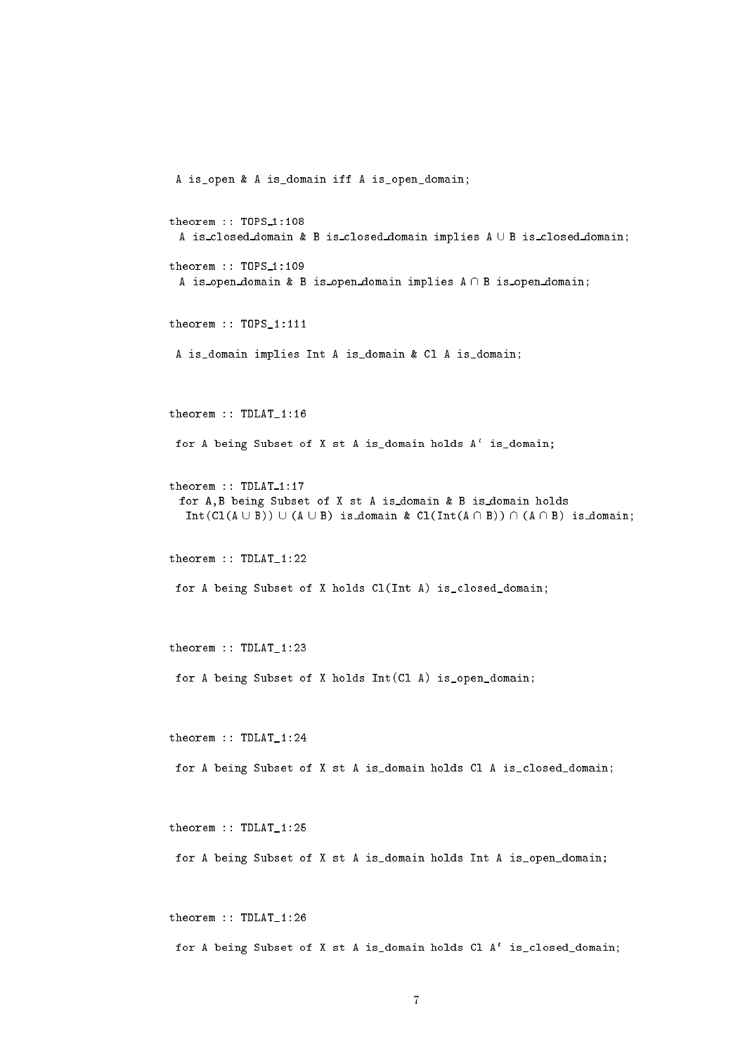```
 A is_open & A is_domain iff A is_open_domain;

theorem :: TOPS_1:108
  A is_closed_domain & B is_closed_domain implies A ∪ B is_closed_domain;

theorem :: TOPS_1:109
  A is_open_domain & B is_open_domain implies A ∩ B is_open_domain;

theorem :: TOPS_1:111

 A is_domain implies Int A is_domain & Cl A is_domain;

theorem :: TDLAT_1:16

 for A being Subset of X st A is_domain holds A` is_domain;

theorem :: TDLAT_1:17
  for A,B being Subset of X st A is_domain & B is_domain holds
   Int(Cl(A ∪ B)) ∪ (A ∪ B) is_domain & Cl(Int(A ∩ B)) ∩ (A ∩ B) is_domain;

theorem :: TDLAT_1:22

 for A being Subset of X holds Cl(Int A) is_closed_domain;

theorem :: TDLAT_1:23

 for A being Subset of X holds Int(Cl A) is_open_domain;

theorem :: TDLAT_1:24

 for A being Subset of X st A is_domain holds Cl A is_closed_domain;

theorem :: TDLAT_1:25

 for A being Subset of X st A is_domain holds Int A is_open_domain;

theorem :: TDLAT_1:26

 for A being Subset of X st A is_domain holds Cl A` is_closed_domain;
```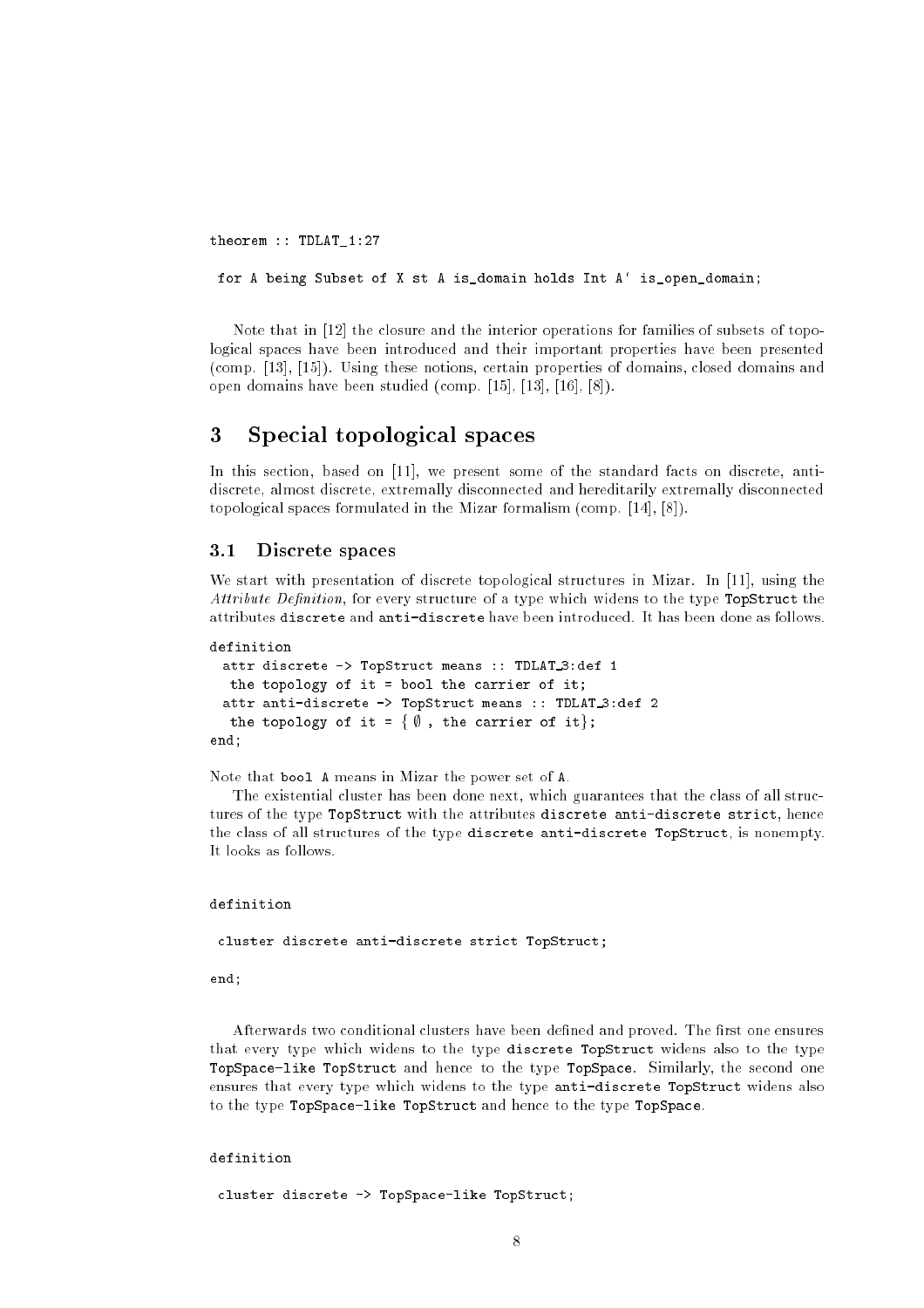```
theorem :: TDLAT_1:27

 for A being Subset of X st A is_domain holds Int A` is_open_domain;
```

Note that in [12] the closure and the interior operations for families of subsets of topological spaces have been introduced and their important properties have been presented (comp. [13], [15]). Using these notions, certain properties of domains, closed domains and open domains have been studied (comp. [15], [13], [16], [8]).

# 3 Special topological spaces

In this section, based on [11], we present some of the standard facts on discrete, anti-discrete, almost discrete, extremally disconnected and hereditarily extremally disconnected topological spaces formulated in the Mizar formalism (comp. [14], [8]).

## 3.1 Discrete spaces

We start with presentation of discrete topological structures in Mizar. In [11], using the *Attribute Definition*, for every structure of a type which widens to the type `TopStruct` the attributes `discrete` and `anti-discrete` have been introduced. It has been done as follows.

```
definition
  attr discrete -> TopStruct means :: TDLAT_3:def 1
   the topology of it = bool the carrier of it;
  attr anti-discrete -> TopStruct means :: TDLAT_3:def 2
   the topology of it = { ∅ , the carrier of it};
end;
```

Note that `bool A` means in Mizar the power set of `A`.

The existential cluster has been done next, which guarantees that the class of all structures of the type `TopStruct` with the attributes `discrete anti-discrete strict`, hence the class of all structures of the type `discrete anti-discrete TopStruct`, is nonempty. It looks as follows.

```
definition

 cluster discrete anti-discrete strict TopStruct;

end;
```

Afterwards two conditional clusters have been defined and proved. The first one ensures that every type which widens to the type `discrete TopStruct` widens also to the type `TopSpace-like TopStruct` and hence to the type `TopSpace`. Similarly, the second one ensures that every type which widens to the type `anti-discrete TopStruct` widens also to the type `TopSpace-like TopStruct` and hence to the type `TopSpace`.

```
definition

 cluster discrete -> TopSpace-like TopStruct;
```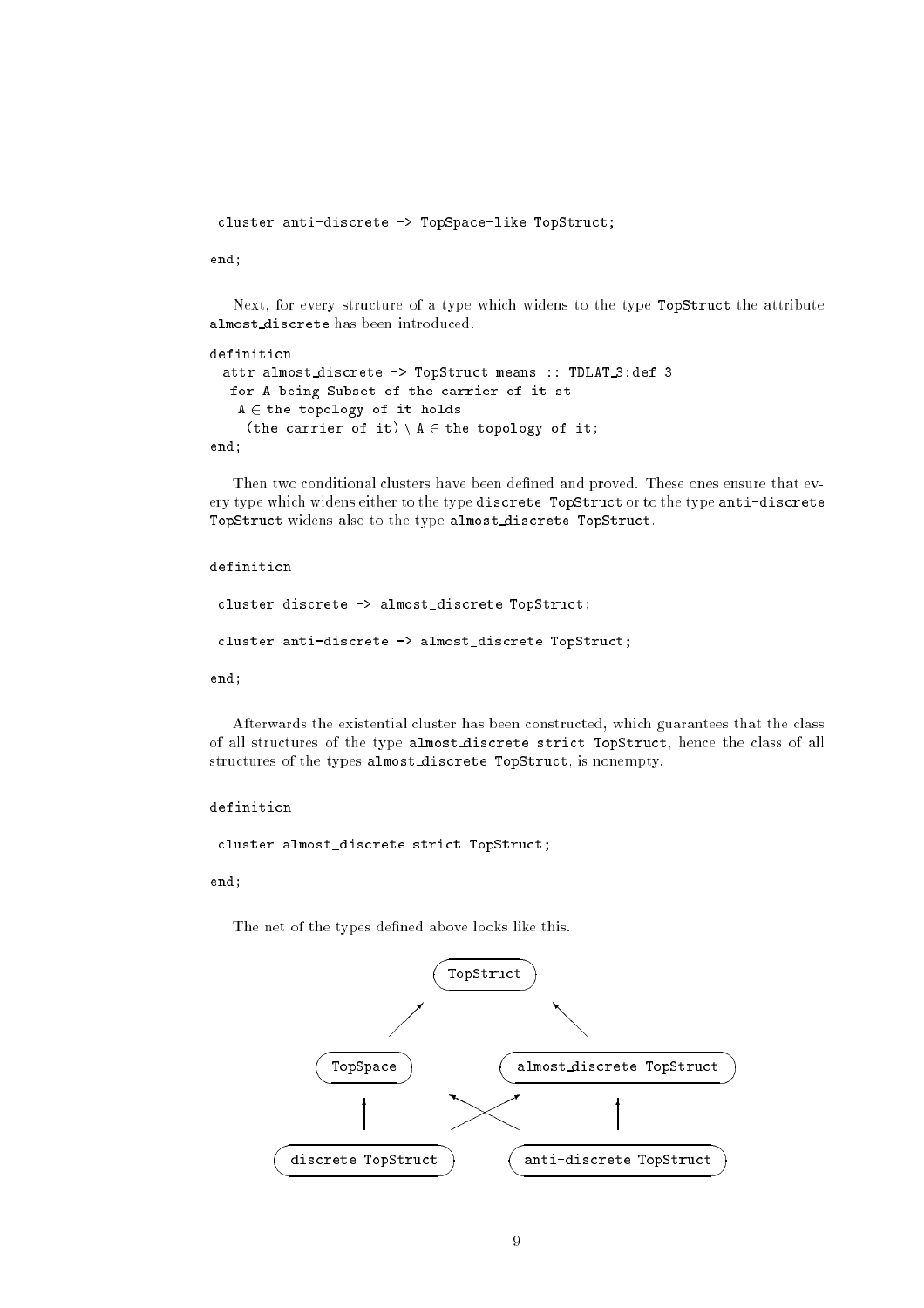```
 cluster anti-discrete -> TopSpace-like TopStruct;

end;
```

Next, for every structure of a type which widens to the type `TopStruct` the attribute `almost_discrete` has been introduced.

```
definition
  attr almost_discrete -> TopStruct means :: TDLAT_3:def 3
   for A being Subset of the carrier of it st
    A ∈ the topology of it holds
     (the carrier of it) \ A ∈ the topology of it;
end;
```

Then two conditional clusters have been defined and proved. These ones ensure that every type which widens either to the type `discrete TopStruct` or to the type `anti-discrete TopStruct` widens also to the type `almost_discrete TopStruct`.

```
definition

 cluster discrete -> almost_discrete TopStruct;

 cluster anti-discrete -> almost_discrete TopStruct;

end;
```

Afterwards the existential cluster has been constructed, which guarantees that the class of all structures of the type `almost_discrete strict TopStruct`, hence the class of all structures of the types `almost_discrete TopStruct`, is nonempty.

```
definition

 cluster almost_discrete strict TopStruct;

end;
```

The net of the types defined above looks like this.

```
                    TopStruct
                 ↗             ↖
        TopSpace          almost_discrete TopStruct
           ↑        ↖   ↗            ↑
    discrete TopStruct      anti-discrete TopStruct
```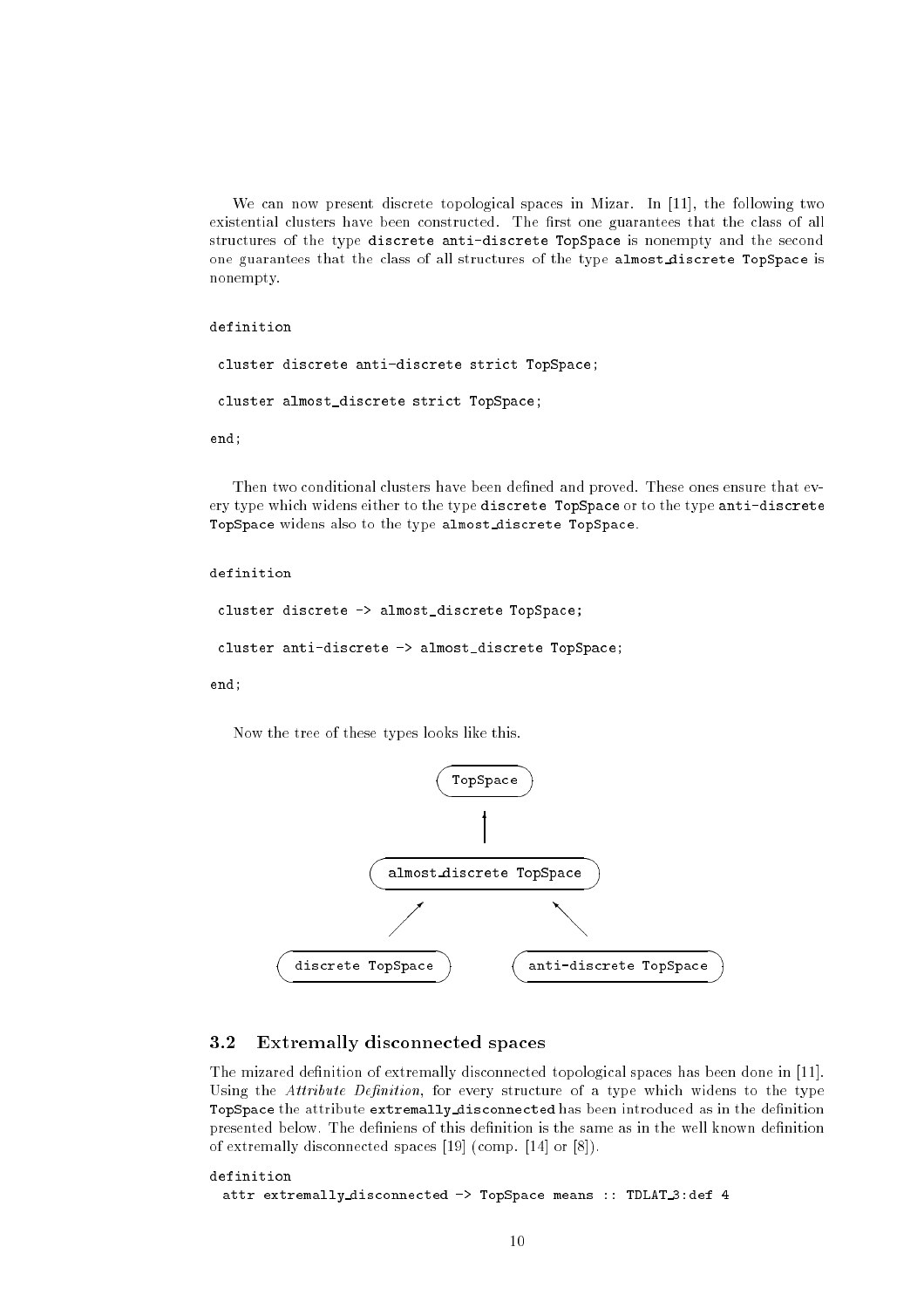We can now present discrete topological spaces in Mizar. In [11], the following two existential clusters have been constructed. The first one guarantees that the class of all structures of the type `discrete anti-discrete TopSpace` is nonempty and the second one guarantees that the class of all structures of the type `almost_discrete TopSpace` is nonempty.

```
definition

 cluster discrete anti-discrete strict TopSpace;

 cluster almost_discrete strict TopSpace;

end;
```

Then two conditional clusters have been defined and proved. These ones ensure that every type which widens either to the type `discrete TopSpace` or to the type `anti-discrete TopSpace` widens also to the type `almost_discrete TopSpace`.

```
definition

 cluster discrete -> almost_discrete TopSpace;

 cluster anti-discrete -> almost_discrete TopSpace;

end;
```

Now the tree of these types looks like this.

```
                    TopSpace
                       ↑
            almost_discrete TopSpace
               ↗                ↖
 discrete TopSpace        anti-discrete TopSpace
```

### 3.2 Extremally disconnected spaces

The mizared definition of extremally disconnected topological spaces has been done in [11]. Using the *Attribute Definition*, for every structure of a type which widens to the type `TopSpace` the attribute `extremally_disconnected` has been introduced as in the definition presented below. The definiens of this definition is the same as in the well known definition of extremally disconnected spaces [19] (comp. [14] or [8]).

```
definition
 attr extremally_disconnected -> TopSpace means :: TDLAT_3:def 4
```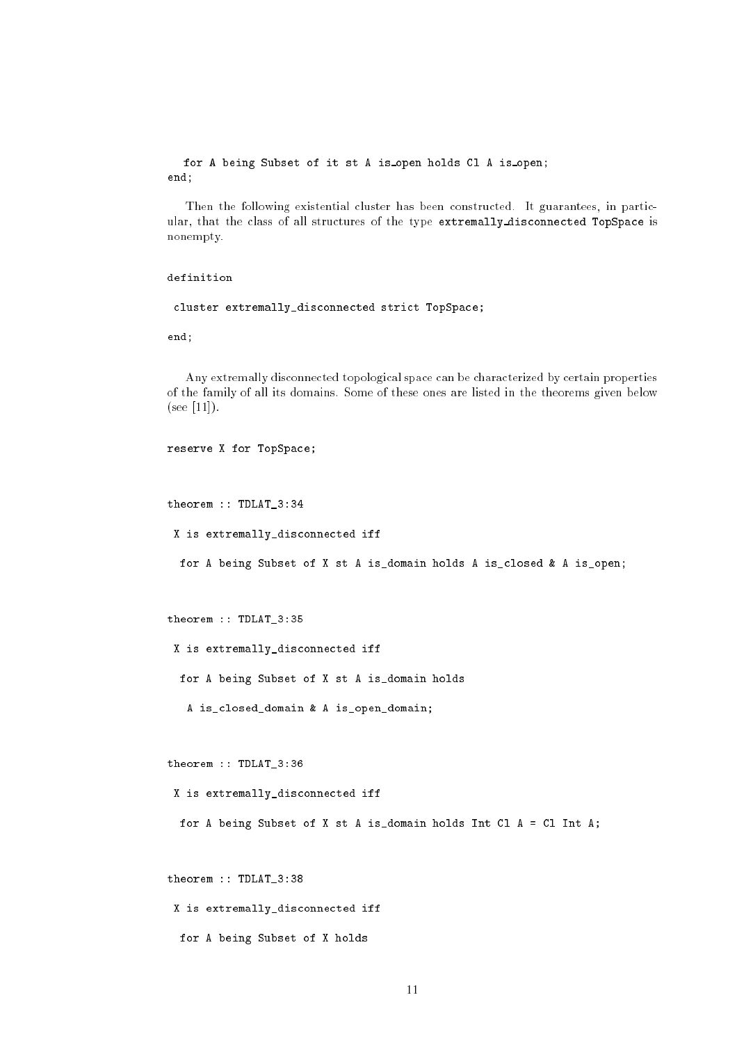```
  for A being Subset of it st A is_open holds Cl A is_open;
end;
```

Then the following existential cluster has been constructed. It guarantees, in particular, that the class of all structures of the type `extremally_disconnected TopSpace` is nonempty.

```
definition

 cluster extremally_disconnected strict TopSpace;

end;
```

Any extremally disconnected topological space can be characterized by certain properties of the family of all its domains. Some of these ones are listed in the theorems given below (see [11]).

```
reserve X for TopSpace;


theorem :: TDLAT_3:34

 X is extremally_disconnected iff

  for A being Subset of X st A is_domain holds A is_closed & A is_open;


theorem :: TDLAT_3:35

 X is extremally_disconnected iff

  for A being Subset of X st A is_domain holds

   A is_closed_domain & A is_open_domain;


theorem :: TDLAT_3:36

 X is extremally_disconnected iff

  for A being Subset of X st A is_domain holds Int Cl A = Cl Int A;


theorem :: TDLAT_3:38

 X is extremally_disconnected iff

  for A being Subset of X holds
```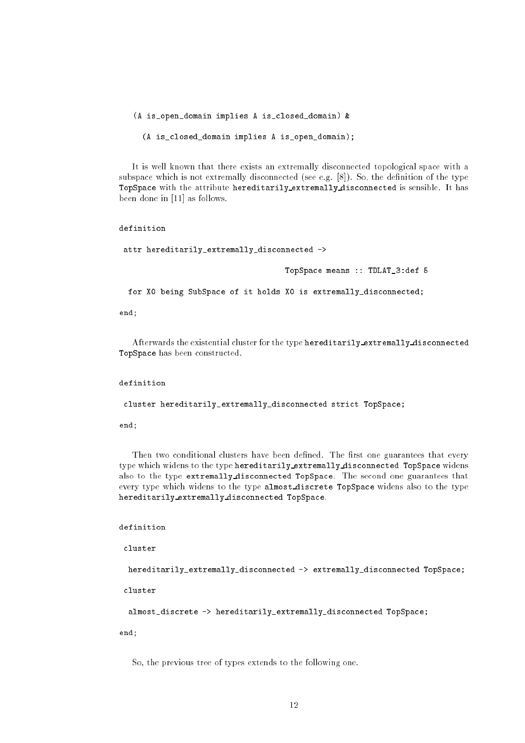```
(A is_open_domain implies A is_closed_domain) &
  (A is_closed_domain implies A is_open_domain);
```

It is well known that there exists an extremally disconnected topological space with a subspace which is not extremally disconnected (see e.g. [8]). So, the definition of the type `TopSpace` with the attribute `hereditarily_extremally_disconnected` is sensible. It has been done in [11] as follows.

```
definition
 attr hereditarily_extremally_disconnected ->
                                    TopSpace means :: TDLAT_3:def 5
  for X0 being SubSpace of it holds X0 is extremally_disconnected;
end;
```

Afterwards the existential cluster for the type `hereditarily_extremally_disconnected TopSpace` has been constructed.

```
definition
 cluster hereditarily_extremally_disconnected strict TopSpace;
end;
```

Then two conditional clusters have been defined. The first one guarantees that every type which widens to the type `hereditarily_extremally_disconnected TopSpace` widens also to the type `extremally_disconnected TopSpace`. The second one guarantees that every type which widens to the type `almost_discrete TopSpace` widens also to the type `hereditarily_extremally_disconnected TopSpace`.

```
definition
 cluster
  hereditarily_extremally_disconnected -> extremally_disconnected TopSpace;
 cluster
  almost_discrete -> hereditarily_extremally_disconnected TopSpace;
end;
```

So, the previous tree of types extends to the following one.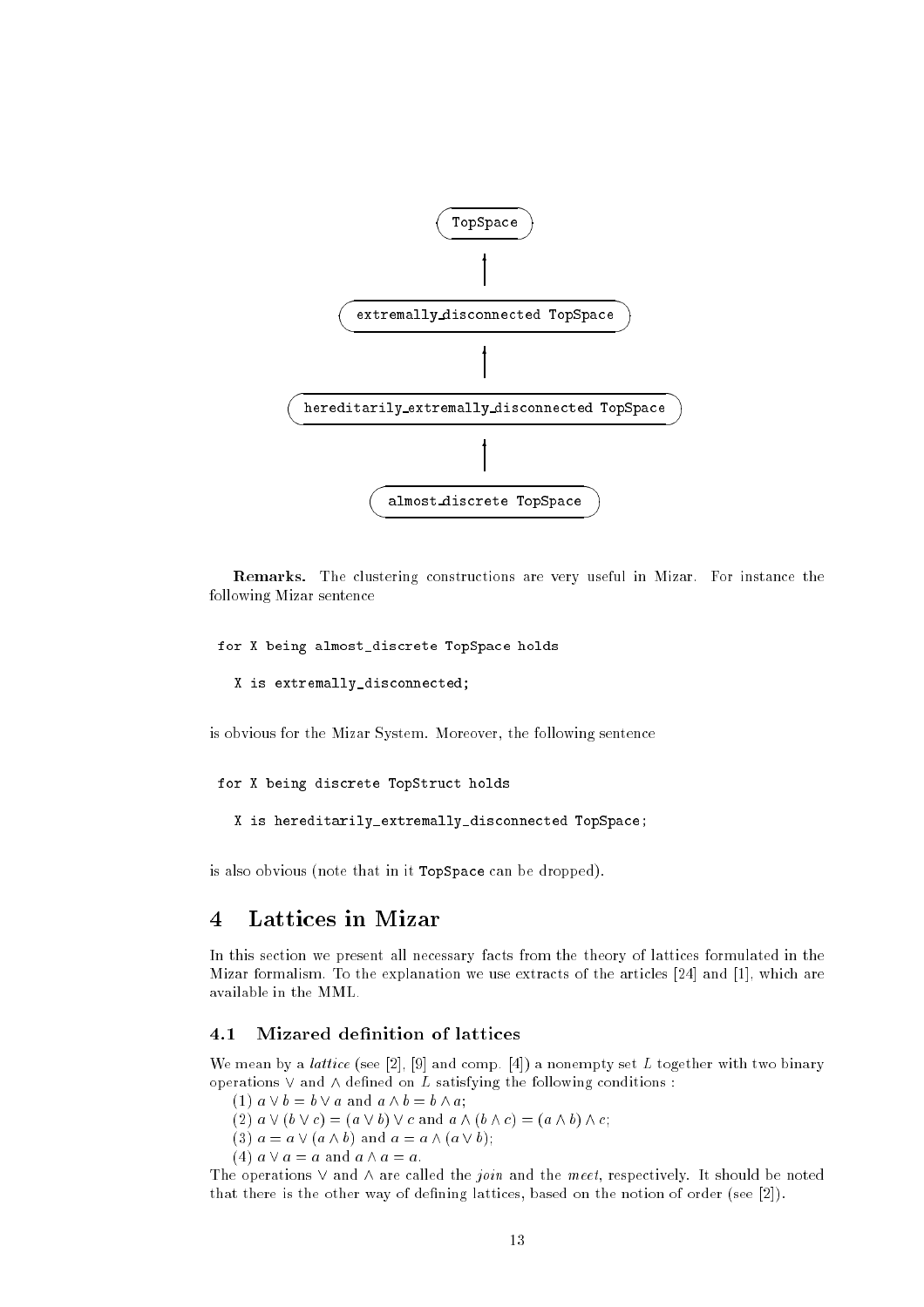```
TopSpace
   ↑
extremally_disconnected TopSpace
   ↑
hereditarily_extremally_disconnected TopSpace
   ↑
almost_discrete TopSpace
```

**Remarks.** The clustering constructions are very useful in Mizar. For instance the following Mizar sentence

```
for X being almost_discrete TopSpace holds
   X is extremally_disconnected;
```

is obvious for the Mizar System. Moreover, the following sentence

```
for X being discrete TopStruct holds
   X is hereditarily_extremally_disconnected TopSpace;
```

is also obvious (note that in it `TopSpace` can be dropped).

# 4 Lattices in Mizar

In this section we present all necessary facts from the theory of lattices formulated in the Mizar formalism. To the explanation we use extracts of the articles [24] and [1], which are available in the MML.

## 4.1 Mizared definition of lattices

We mean by a *lattice* (see [2], [9] and comp. [4]) a nonempty set $L$ together with two binary operations $\vee$ and $\wedge$ defined on $L$ satisfying the following conditions :

(1) $a \vee b = b \vee a$ and $a \wedge b = b \wedge a$;
(2) $a \vee (b \vee c) = (a \vee b) \vee c$ and $a \wedge (b \wedge c) = (a \wedge b) \wedge c$;
(3) $a = a \vee (a \wedge b)$ and $a = a \wedge (a \vee b)$;
(4) $a \vee a = a$ and $a \wedge a = a$.

The operations $\vee$ and $\wedge$ are called the *join* and the *meet*, respectively. It should be noted that there is the other way of defining lattices, based on the notion of order (see [2]).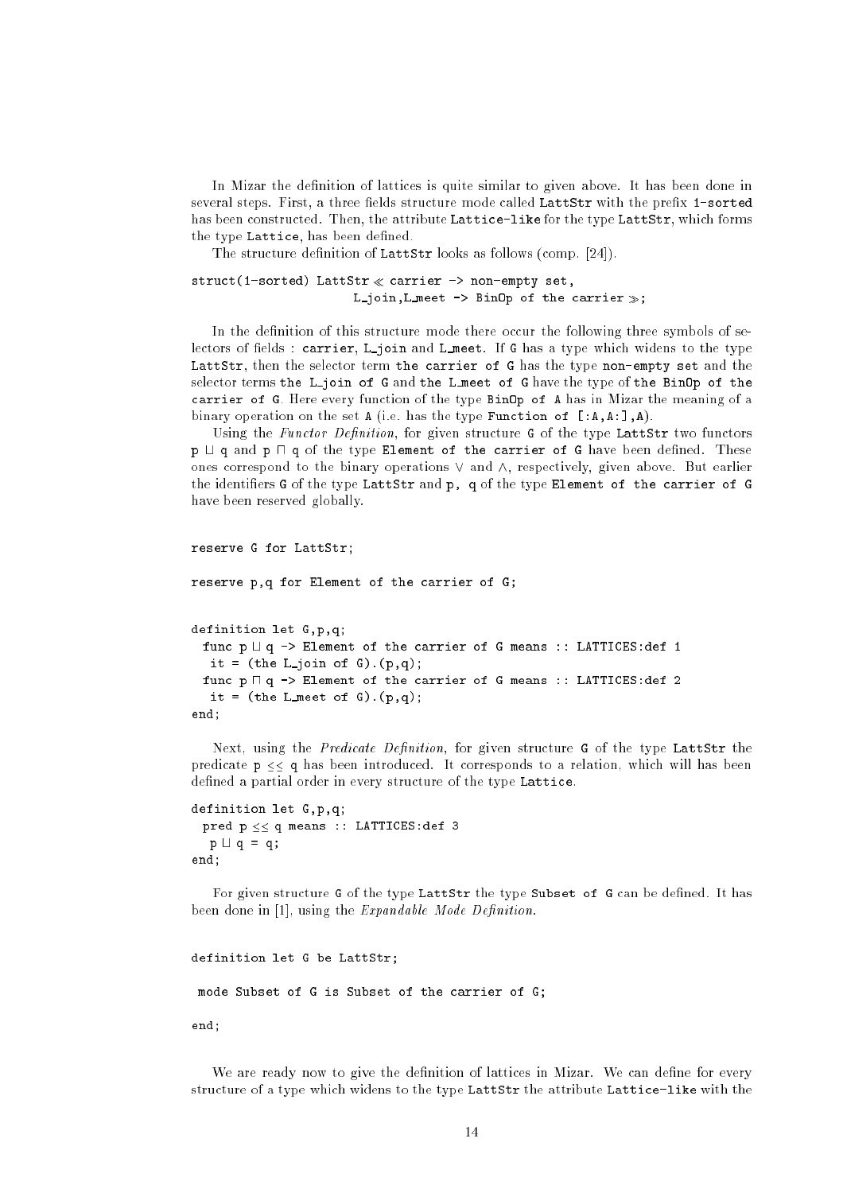In Mizar the definition of lattices is quite similar to given above. It has been done in several steps. First, a three fields structure mode called `LattStr` with the prefix `1-sorted` has been constructed. Then, the attribute `Lattice-like` for the type `LattStr`, which forms the type `Lattice`, has been defined.

The structure definition of `LattStr` looks as follows (comp. [24]).

```
struct(1-sorted) LattStr ≪ carrier -> non-empty set,
                      L_join,L_meet -> BinOp of the carrier ≫;
```

In the definition of this structure mode there occur the following three symbols of selectors of fields : `carrier`, `L_join` and `L_meet`. If `G` has a type which widens to the type `LattStr`, then the selector term `the carrier of G` has the type `non-empty set` and the selector terms `the L_join of G` and `the L_meet of G` have the type of `the BinOp of the carrier of G`. Here every function of the type `BinOp of A` has in Mizar the meaning of a binary operation on the set `A` (i.e. has the type `Function of [:A,A:],A`).

Using the *Functor Definition*, for given structure `G` of the type `LattStr` two functors `p ⊔ q` and `p ⊓ q` of the type `Element of the carrier of G` have been defined. These ones correspond to the binary operations $\vee$ and $\wedge$, respectively, given above. But earlier the identifiers `G` of the type `LattStr` and `p, q` of the type `Element of the carrier of G` have been reserved globally.

```
reserve G for LattStr;

reserve p,q for Element of the carrier of G;


definition let G,p,q;
  func p ⊔ q -> Element of the carrier of G means :: LATTICES:def 1
   it = (the L_join of G).(p,q);
  func p ⊓ q -> Element of the carrier of G means :: LATTICES:def 2
   it = (the L_meet of G).(p,q);
end;
```

Next, using the *Predicate Definition*, for given structure `G` of the type `LattStr` the predicate `p ≤≤ q` has been introduced. It corresponds to a relation, which will has been defined a partial order in every structure of the type `Lattice`.

```
definition let G,p,q;
  pred p ≤≤ q means :: LATTICES:def 3
   p ⊔ q = q;
end;
```

For given structure `G` of the type `LattStr` the type `Subset of G` can be defined. It has been done in [1], using the *Expandable Mode Definition*.

```
definition let G be LattStr;

 mode Subset of G is Subset of the carrier of G;

end;
```

We are ready now to give the definition of lattices in Mizar. We can define for every structure of a type which widens to the type `LattStr` the attribute `Lattice-like` with the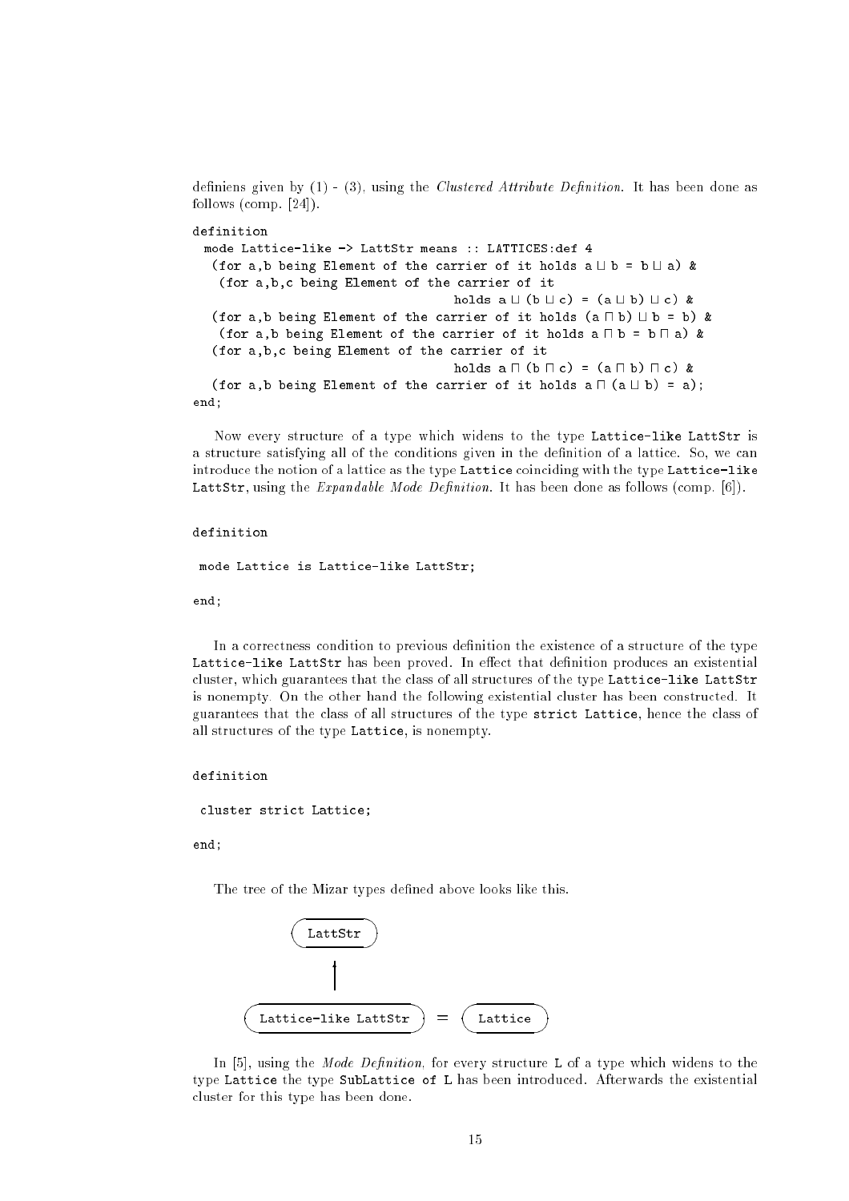definiens given by (1) - (3), using the *Clustered Attribute Definition*. It has been done as follows (comp. [24]).

```
definition
  mode Lattice-like -> LattStr means :: LATTICES:def 4
   (for a,b being Element of the carrier of it holds a ⊔ b = b ⊔ a) &
    (for a,b,c being Element of the carrier of it
                                   holds a ⊔ (b ⊔ c) = (a ⊔ b) ⊔ c) &
   (for a,b being Element of the carrier of it holds (a ⊓ b) ⊔ b = b) &
    (for a,b being Element of the carrier of it holds a ⊓ b = b ⊓ a) &
   (for a,b,c being Element of the carrier of it
                                   holds a ⊓ (b ⊓ c) = (a ⊓ b) ⊓ c) &
   (for a,b being Element of the carrier of it holds a ⊓ (a ⊔ b) = a);
end;
```

Now every structure of a type which widens to the type `Lattice-like LattStr` is a structure satisfying all of the conditions given in the definition of a lattice. So, we can introduce the notion of a lattice as the type `Lattice` coinciding with the type `Lattice-like LattStr`, using the *Expandable Mode Definition*. It has been done as follows (comp. [6]).

```
definition

 mode Lattice is Lattice-like LattStr;

end;
```

In a correctness condition to previous definition the existence of a structure of the type `Lattice-like LattStr` has been proved. In effect that definition produces an existential cluster, which guarantees that the class of all structures of the type `Lattice-like LattStr` is nonempty. On the other hand the following existential cluster has been constructed. It guarantees that the class of all structures of the type `strict Lattice`, hence the class of all structures of the type `Lattice`, is nonempty.

```
definition

 cluster strict Lattice;

end;
```

The tree of the Mizar types defined above looks like this.

```
        ( LattStr )
             ↑
( Lattice-like LattStr )  =  ( Lattice )
```

In [5], using the *Mode Definition*, for every structure `L` of a type which widens to the type `Lattice` the type `SubLattice of L` has been introduced. Afterwards the existential cluster for this type has been done.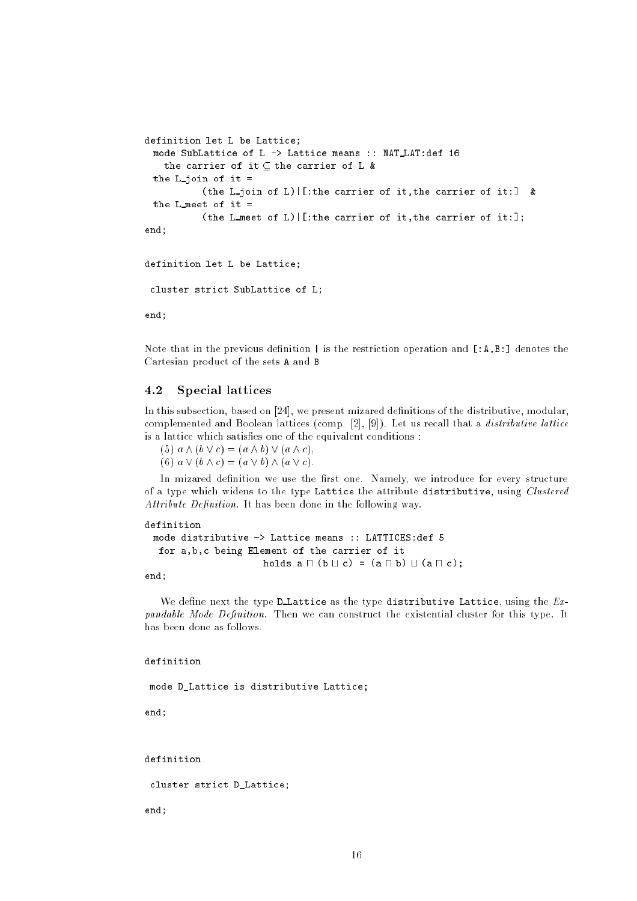```
definition let L be Lattice;
  mode SubLattice of L -> Lattice means :: NAT_LAT:def 16
    the carrier of it ⊆ the carrier of L &
  the L_join of it =
          (the L_join of L)|[:the carrier of it,the carrier of it:]  &
  the L_meet of it =
          (the L_meet of L)|[:the carrier of it,the carrier of it:];
end;
```

```
definition let L be Lattice;

 cluster strict SubLattice of L;

end;
```

Note that in the previous definition `|` is the restriction operation and `[:A,B:]` denotes the Cartesian product of the sets `A` and `B`

### 4.2 Special lattices

In this subsection, based on [24], we present mizared definitions of the distributive, modular, complemented and Boolean lattices (comp. [2], [9]). Let us recall that a *distributive lattice* is a lattice which satisfies one of the equivalent conditions :

(5) $a \wedge (b \vee c) = (a \wedge b) \vee (a \wedge c)$,

(6) $a \vee (b \wedge c) = (a \vee b) \wedge (a \vee c)$.

In mizared definition we use the first one. Namely, we introduce for every structure of a type which widens to the type `Lattice` the attribute `distributive`, using *Clustered Attribute Definition*. It has been done in the following way.

```
definition
  mode distributive -> Lattice means :: LATTICES:def 5
   for a,b,c being Element of the carrier of it
                    holds a ⊓ (b ⊔ c) = (a ⊓ b) ⊔ (a ⊓ c);
end;
```

We define next the type `D_Lattice` as the type `distributive Lattice`, using the *Expandable Mode Definition*. Then we can construct the existential cluster for this type. It has been done as follows.

```
definition

 mode D_Lattice is distributive Lattice;

end;
```

```
definition

 cluster strict D_Lattice;

end;
```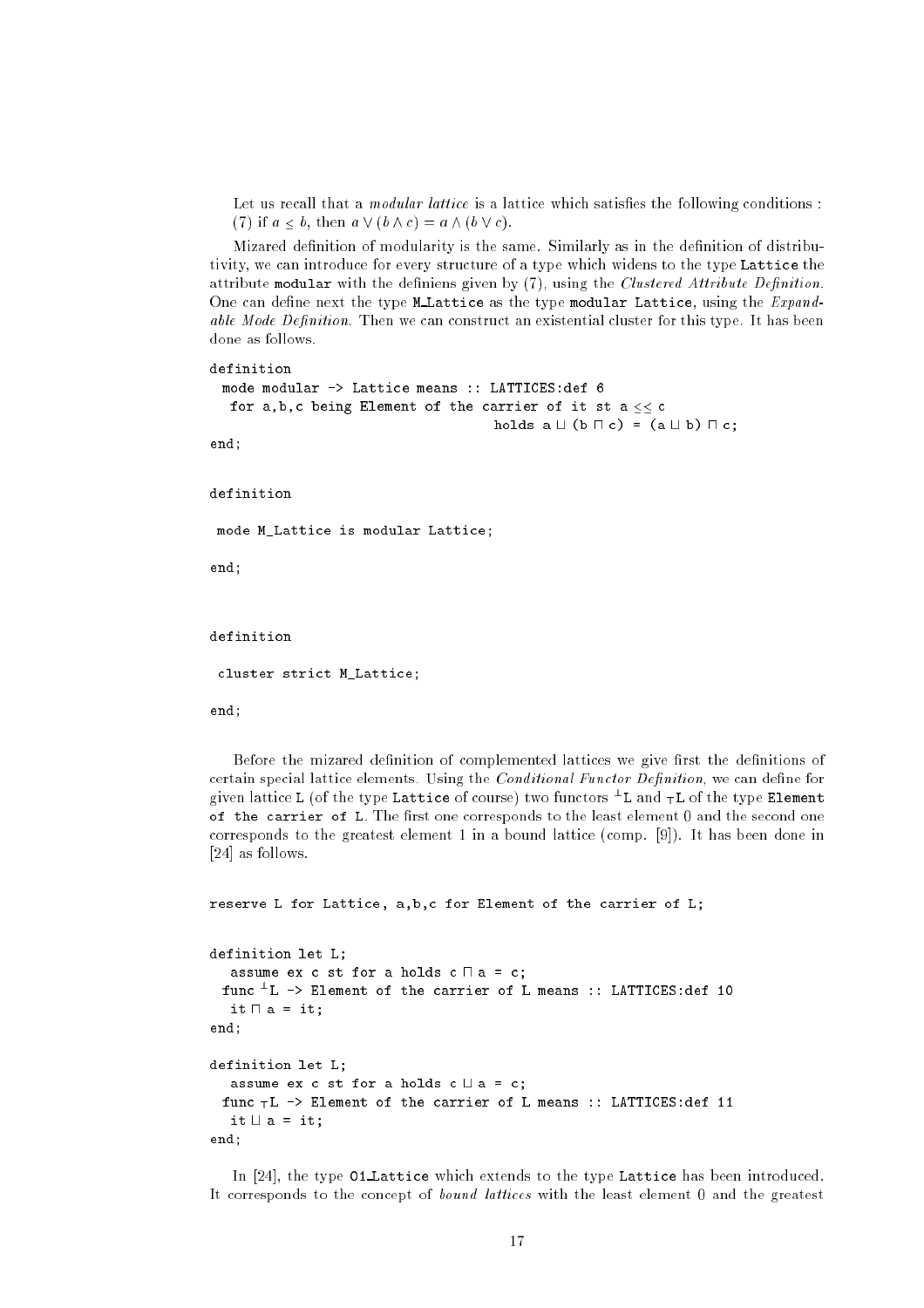Let us recall that a *modular lattice* is a lattice which satisfies the following conditions :
(7) if $a \leq b$, then $a \vee (b \wedge c) = a \wedge (b \vee c)$.

Mizared definition of modularity is the same. Similarly as in the definition of distributivity, we can introduce for every structure of a type which widens to the type `Lattice` the attribute `modular` with the definiens given by (7), using the *Clustered Attribute Definition*. One can define next the type `M_Lattice` as the type `modular Lattice`, using the *Expandable Mode Definition*. Then we can construct an existential cluster for this type. It has been done as follows.

```
definition
  mode modular -> Lattice means :: LATTICES:def 6
   for a,b,c being Element of the carrier of it st a <= c
                                       holds a ⊔ (b ⊓ c) = (a ⊔ b) ⊓ c;
end;


definition

 mode M_Lattice is modular Lattice;

end;



definition

 cluster strict M_Lattice;

end;
```

Before the mizared definition of complemented lattices we give first the definitions of certain special lattice elements. Using the *Conditional Functor Definition*, we can define for given lattice `L` (of the type `Lattice` of course) two functors $^{\perp}$`L` and $_{\top}$`L` of the type `Element of the carrier of L`. The first one corresponds to the least element 0 and the second one corresponds to the greatest element 1 in a bound lattice (comp. [9]). It has been done in [24] as follows.

```
reserve L for Lattice, a,b,c for Element of the carrier of L;


definition let L;
   assume ex c st for a holds c ⊓ a = c;
  func ⊥L -> Element of the carrier of L means :: LATTICES:def 10
   it ⊓ a = it;
end;

definition let L;
   assume ex c st for a holds c ⊔ a = c;
  func ⊤L -> Element of the carrier of L means :: LATTICES:def 11
   it ⊔ a = it;
end;
```

In [24], the type `01_Lattice` which extends to the type `Lattice` has been introduced. It corresponds to the concept of *bound lattices* with the least element 0 and the greatest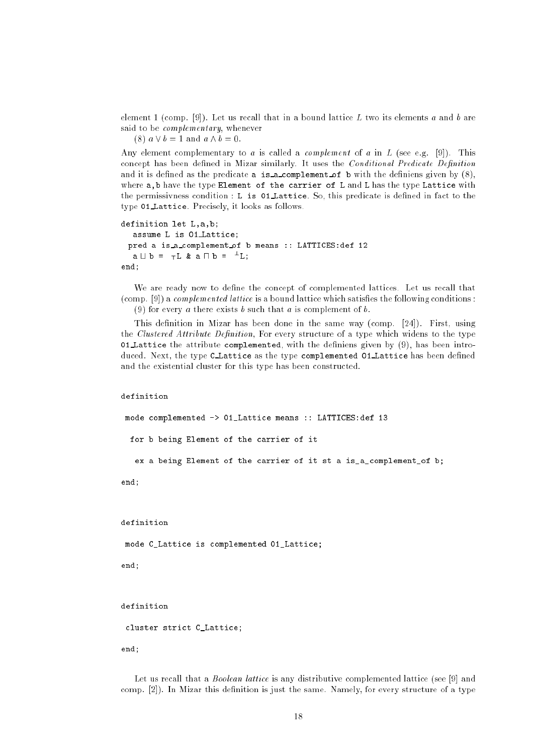element 1 (comp. [9]). Let us recall that in a bound lattice $L$ two its elements $a$ and $b$ are said to be *complementary*, whenever

(8) $a \vee b = 1$ and $a \wedge b = 0$.

Any element complementary to $a$ is called a *complement* of $a$ in $L$ (see e.g. [9]). This concept has been defined in Mizar similarly. It uses the *Conditional Predicate Definition* and it is defined as the predicate `a is_a_complement_of b` with the definiens given by (8), where `a,b` have the type `Element of the carrier of L` and `L` has the type `Lattice` with the permissivness condition : `L is 01_Lattice`. So, this predicate is defined in fact to the type `01_Lattice`. Precisely, it looks as follows.

```
definition let L,a,b;
   assume L is 01_Lattice;
  pred a is_a_complement_of b means :: LATTICES:def 12
   a ⊔ b = ⊤L & a ⊓ b = ⊥L;
end;
```

We are ready now to define the concept of complemented lattices. Let us recall that (comp. [9]) a *complemented lattice* is a bound lattice which satisfies the following conditions :

(9) for every $a$ there exists $b$ such that $a$ is complement of $b$.

This definition in Mizar has been done in the same way (comp. [24]). First, using the *Clustered Attribute Definition*, For every structure of a type which widens to the type `01_Lattice` the attribute `complemented`, with the definiens given by (9), has been introduced. Next, the type `C_Lattice` as the type `complemented 01_Lattice` has been defined and the existential cluster for this type has been constructed.

```
definition

 mode complemented -> 01_Lattice means :: LATTICES:def 13

  for b being Element of the carrier of it

   ex a being Element of the carrier of it st a is_a_complement_of b;

end;



definition

 mode C_Lattice is complemented 01_Lattice;

end;



definition

 cluster strict C_Lattice;

end;
```

Let us recall that a *Boolean lattice* is any distributive complemented lattice (see [9] and comp. [2]). In Mizar this definition is just the same. Namely, for every structure of a type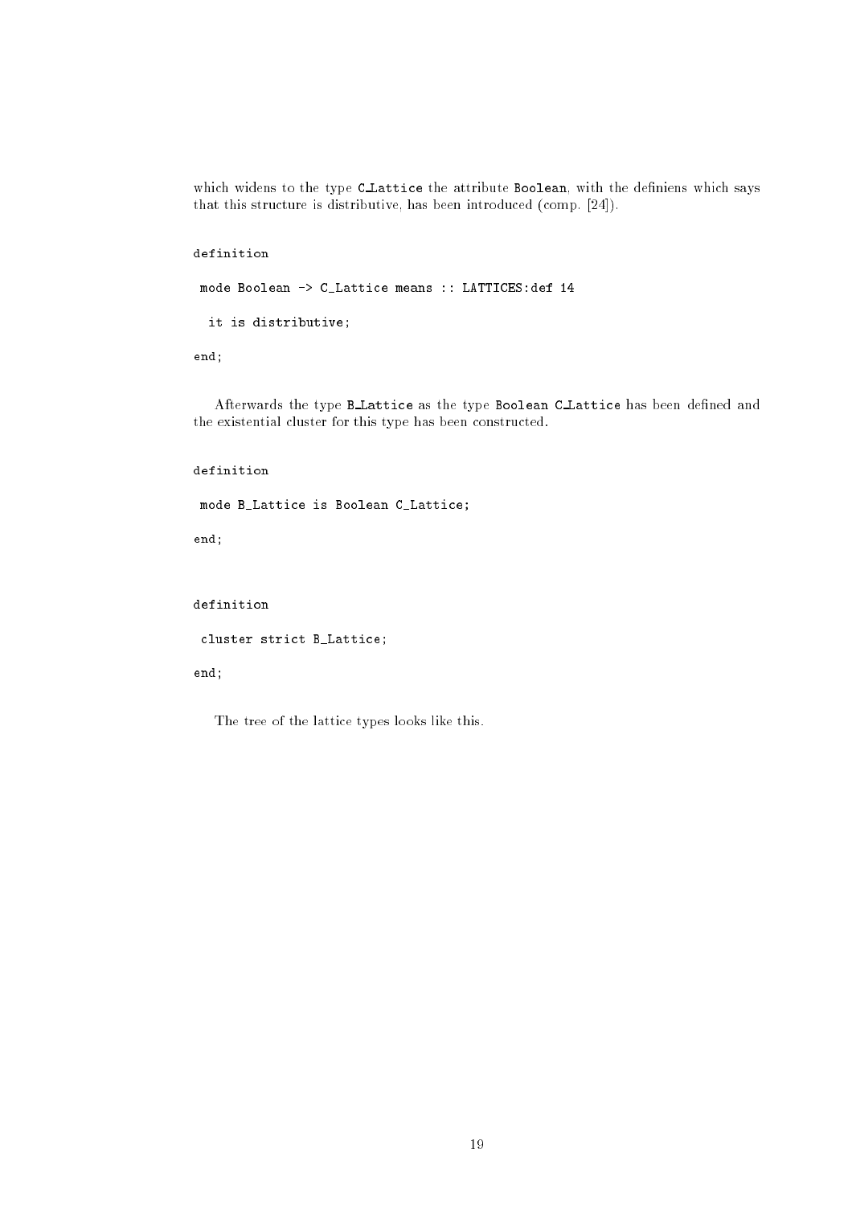which widens to the type `C_Lattice` the attribute `Boolean`, with the definiens which says that this structure is distributive, has been introduced (comp. [24]).

```
definition

 mode Boolean -> C_Lattice means :: LATTICES:def 14

  it is distributive;

end;
```

Afterwards the type `B_Lattice` as the type `Boolean C_Lattice` has been defined and the existential cluster for this type has been constructed.

```
definition

 mode B_Lattice is Boolean C_Lattice;

end;
```

```
definition

 cluster strict B_Lattice;

end;
```

The tree of the lattice types looks like this.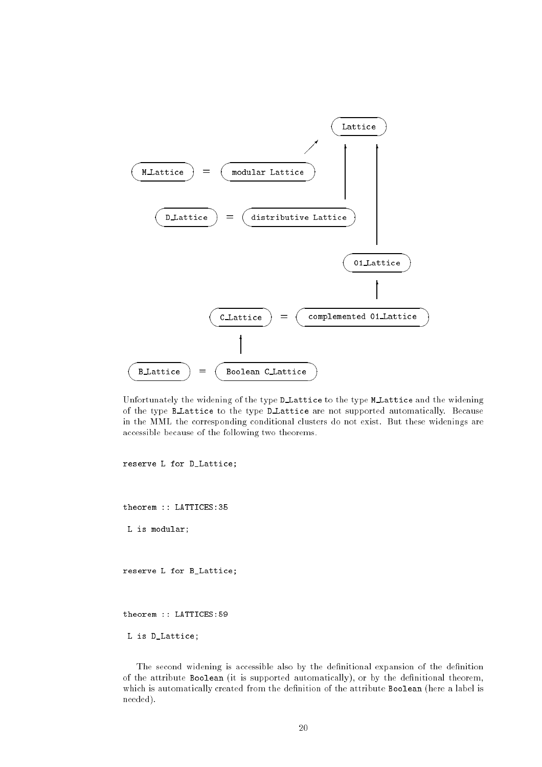```
                                              Lattice
                                          ↗      ↑     ↑
M_Lattice  =  modular Lattice                    |     |
                                                 |     |
    D_Lattice  =  distributive Lattice           |     |
                                                       |
                                                  01_Lattice
                                                       ↑
               C_Lattice  =  complemented 01_Lattice
                   ↑
B_Lattice  =  Boolean C_Lattice
```

Unfortunately the widening of the type D_Lattice to the type M_Lattice and the widening of the type B_Lattice to the type D_Lattice are not supported automatically. Because in the MML the corresponding conditional clusters do not exist. But these widenings are accessible because of the following two theorems.

```
reserve L for D_Lattice;

theorem :: LATTICES:35
 L is modular;

reserve L for B_Lattice;

theorem :: LATTICES:59
 L is D_Lattice;
```

The second widening is accessible also by the definitional expansion of the definition of the attribute Boolean (it is supported automatically), or by the definitional theorem, which is automatically created from the definition of the attribute Boolean (here a label is needed).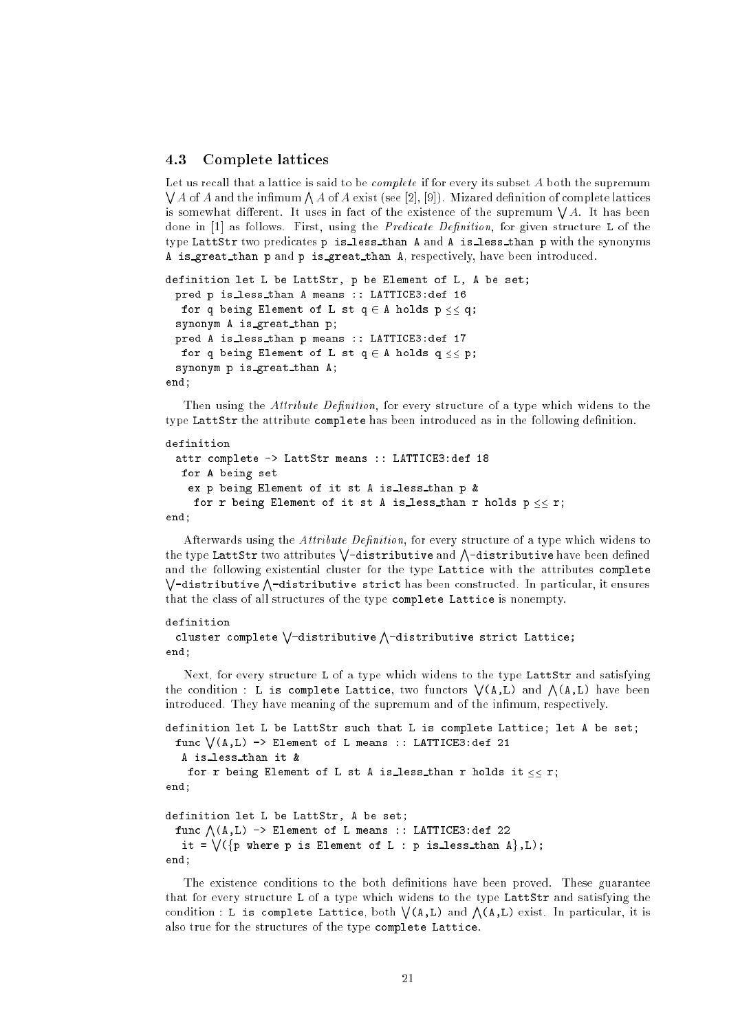### 4.3 Complete lattices

Let us recall that a lattice is said to be *complete* if for every its subset $A$ both the supremum $\bigvee A$ of $A$ and the infimum $\bigwedge A$ of $A$ exist (see [2], [9]). Mizared definition of complete lattices is somewhat different. It uses in fact of the existence of the supremum $\bigvee A$. It has been done in [1] as follows. First, using the *Predicate Definition*, for given structure L of the type LattStr two predicates p is_less_than A and A is_less_than p with the synonyms A is_great_than p and p is_great_than A, respectively, have been introduced.

```
definition let L be LattStr, p be Element of L, A be set;
  pred p is_less_than A means :: LATTICE3:def 16
   for q being Element of L st q ∈ A holds p ≤≤ q;
  synonym A is_great_than p;
  pred A is_less_than p means :: LATTICE3:def 17
   for q being Element of L st q ∈ A holds q ≤≤ p;
  synonym p is_great_than A;
end;
```

Then using the *Attribute Definition*, for every structure of a type which widens to the type LattStr the attribute complete has been introduced as in the following definition.

```
definition
  attr complete -> LattStr means :: LATTICE3:def 18
   for A being set
    ex p being Element of it st A is_less_than p &
     for r being Element of it st A is_less_than r holds p ≤≤ r;
end;
```

Afterwards using the *Attribute Definition*, for every structure of a type which widens to the type LattStr two attributes ⋁-distributive and ⋀-distributive have been defined and the following existential cluster for the type Lattice with the attributes complete ⋁-distributive ⋀-distributive strict has been constructed. In particular, it ensures that the class of all structures of the type complete Lattice is nonempty.

```
definition
  cluster complete ⋁-distributive ⋀-distributive strict Lattice;
end;
```

Next, for every structure L of a type which widens to the type LattStr and satisfying the condition : L is complete Lattice, two functors ⋁(A,L) and ⋀(A,L) have been introduced. They have meaning of the supremum and of the infimum, respectively.

```
definition let L be LattStr such that L is complete Lattice; let A be set;
  func ⋁(A,L) -> Element of L means :: LATTICE3:def 21
   A is_less_than it &
    for r being Element of L st A is_less_than r holds it ≤≤ r;
end;

definition let L be LattStr, A be set;
  func ⋀(A,L) -> Element of L means :: LATTICE3:def 22
   it = ⋁({p where p is Element of L : p is_less_than A},L);
end;
```

The existence conditions to the both definitions have been proved. These guarantee that for every structure L of a type which widens to the type LattStr and satisfying the condition : L is complete Lattice, both ⋁(A,L) and ⋀(A,L) exist. In particular, it is also true for the structures of the type complete Lattice.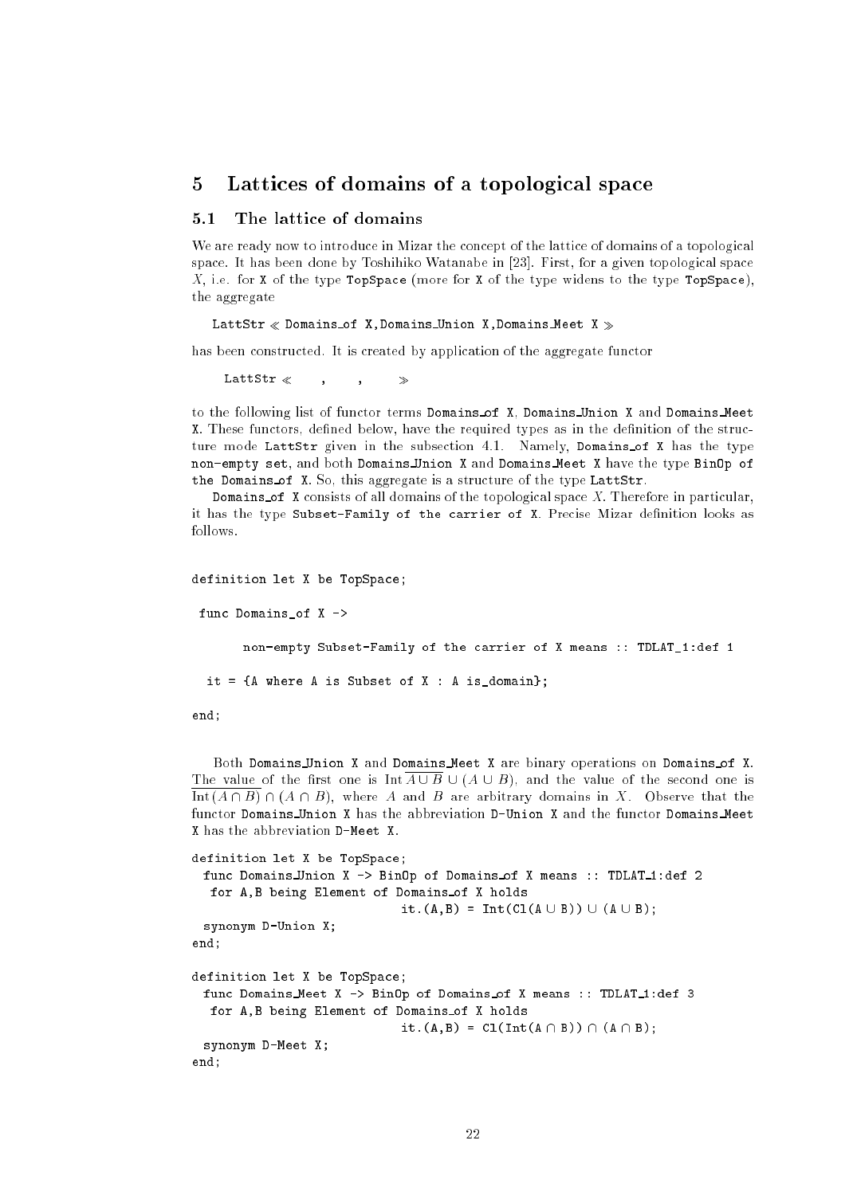## 5 Lattices of domains of a topological space

### 5.1 The lattice of domains

We are ready now to introduce in Mizar the concept of the lattice of domains of a topological space. It has been done by Toshihiko Watanabe in [23]. First, for a given topological space $X$, i.e. for X of the type TopSpace (more for X of the type widens to the type TopSpace), the aggregate

LattStr ≪ Domains_of X,Domains_Union X,Domains_Meet X ≫

has been constructed. It is created by application of the aggregate functor

LattStr ≪ , , ≫

to the following list of functor terms Domains_of X, Domains_Union X and Domains_Meet X. These functors, defined below, have the required types as in the definition of the structure mode LattStr given in the subsection 4.1. Namely, Domains_of X has the type non-empty set, and both Domains_Union X and Domains_Meet X have the type BinOp of the Domains_of X. So, this aggregate is a structure of the type LattStr.

Domains_of X consists of all domains of the topological space $X$. Therefore in particular, it has the type Subset-Family of the carrier of X. Precise Mizar definition looks as follows.

```
definition let X be TopSpace;

 func Domains_of X ->

       non-empty Subset-Family of the carrier of X means :: TDLAT_1:def 1

  it = {A where A is Subset of X : A is_domain};

end;
```

Both Domains_Union X and Domains_Meet X are binary operations on Domains_of X. The value of the first one is $\mathrm{Int}\,\overline{A \cup B} \cup (A \cup B)$, and the value of the second one is $\overline{\mathrm{Int}\,(A \cap B)} \cap (A \cap B)$, where $A$ and $B$ are arbitrary domains in $X$. Observe that the functor Domains_Union X has the abbreviation D-Union X and the functor Domains_Meet X has the abbreviation D-Meet X.

```
definition let X be TopSpace;
 func Domains_Union X -> BinOp of Domains_of X means :: TDLAT_1:def 2
  for A,B being Element of Domains_of X holds
                          it.(A,B) = Int(Cl(A ∪ B)) ∪ (A ∪ B);
 synonym D-Union X;
end;

definition let X be TopSpace;
 func Domains_Meet X -> BinOp of Domains_of X means :: TDLAT_1:def 3
  for A,B being Element of Domains_of X holds
                          it.(A,B) = Cl(Int(A ∩ B)) ∩ (A ∩ B);
 synonym D-Meet X;
end;
```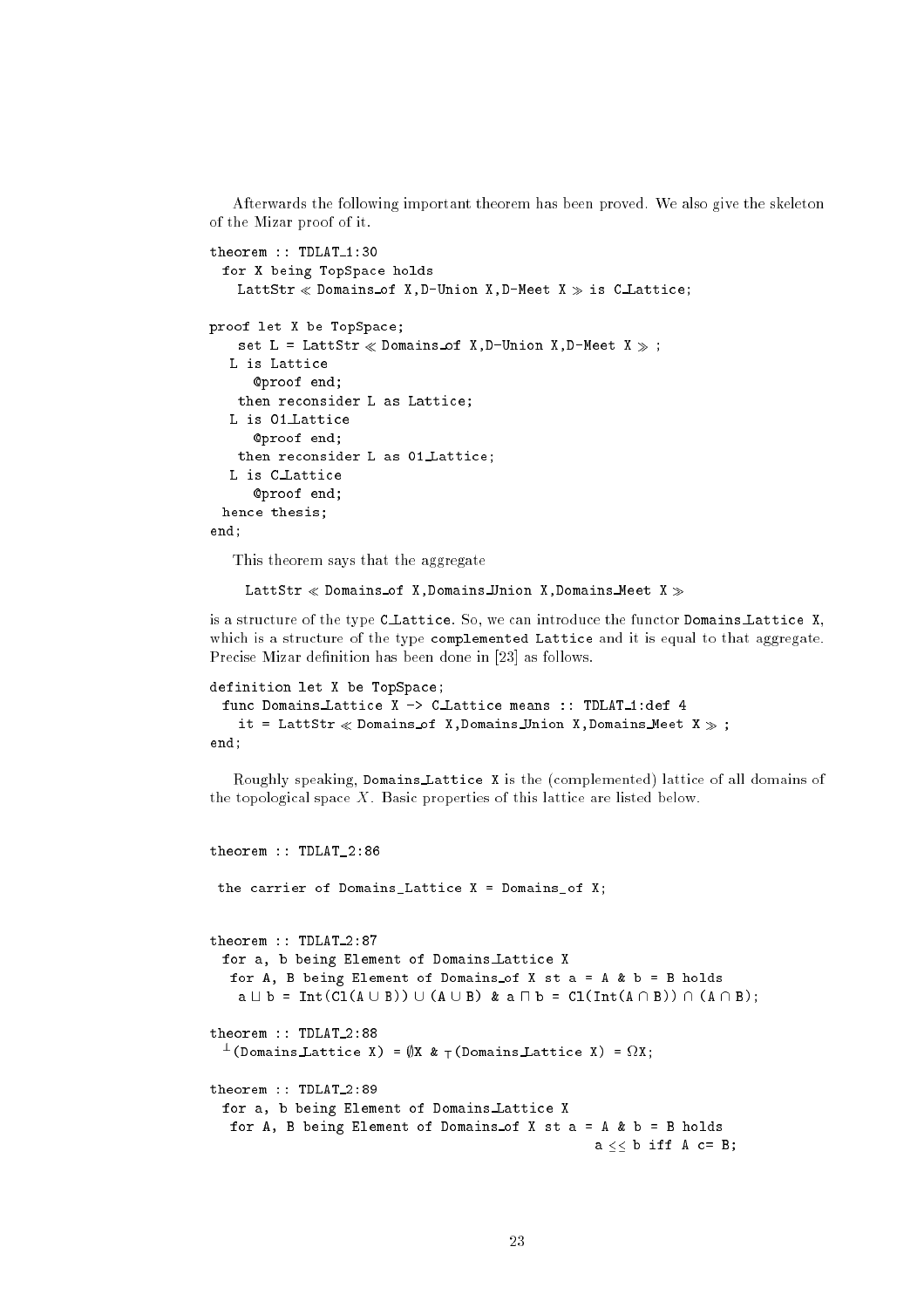Afterwards the following important theorem has been proved. We also give the skeleton of the Mizar proof of it.

```
theorem :: TDLAT_1:30
  for X being TopSpace holds
    LattStr ≪ Domains_of X,D-Union X,D-Meet X ≫ is C_Lattice;

proof let X be TopSpace;
    set L = LattStr ≪ Domains_of X,D-Union X,D-Meet X ≫ ;
   L is Lattice
      @proof end;
    then reconsider L as Lattice;
   L is 01_Lattice
      @proof end;
    then reconsider L as 01_Lattice;
   L is C_Lattice
      @proof end;
  hence thesis;
end;
```

This theorem says that the aggregate

```
LattStr ≪ Domains_of X,Domains_Union X,Domains_Meet X ≫
```

is a structure of the type `C_Lattice`. So, we can introduce the functor `Domains_Lattice X`, which is a structure of the type `complemented Lattice` and it is equal to that aggregate. Precise Mizar definition has been done in [23] as follows.

```
definition let X be TopSpace;
  func Domains_Lattice X -> C_Lattice means :: TDLAT_1:def 4
    it = LattStr ≪ Domains_of X,Domains_Union X,Domains_Meet X ≫ ;
end;
```

Roughly speaking, `Domains_Lattice X` is the (complemented) lattice of all domains of the topological space $X$. Basic properties of this lattice are listed below.

```
theorem :: TDLAT_2:86

 the carrier of Domains_Lattice X = Domains_of X;


theorem :: TDLAT_2:87
  for a, b being Element of Domains_Lattice X
   for A, B being Element of Domains_of X st a = A & b = B holds
    a ⊔ b = Int(Cl(A ∪ B)) ∪ (A ∪ B) & a ⊓ b = Cl(Int(A ∩ B)) ∩ (A ∩ B);

theorem :: TDLAT_2:88
  ⊥(Domains_Lattice X) = ∅X & ⊤(Domains_Lattice X) = ΩX;

theorem :: TDLAT_2:89
  for a, b being Element of Domains_Lattice X
   for A, B being Element of Domains_of X st a = A & b = B holds
                                                    a ≤≤ b iff A c= B;
```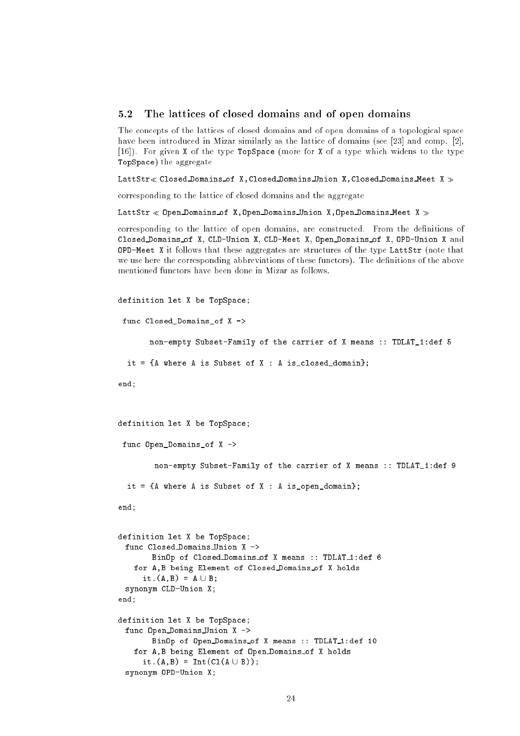### 5.2 The lattices of closed domains and of open domains

The concepts of the lattices of closed domains and of open domains of a topological space have been introduced in Mizar similarly as the lattice of domains (see [23] and comp. [2], [16]). For given `X` of the type `TopSpace` (more for `X` of a type which widens to the type `TopSpace`) the aggregate

`LattStr≪ Closed_Domains_of X,Closed_Domains_Union X,Closed_Domains_Meet X ≫`

corresponding to the lattice of closed domains and the aggregate

`LattStr ≪ Open_Domains_of X,Open_Domains_Union X,Open_Domains_Meet X ≫`

corresponding to the lattice of open domains, are constructed. From the definitions of `Closed_Domains_of X`, `CLD-Union X`, `CLD-Meet X`, `Open_Domains_of X`, `OPD-Union X` and `OPD-Meet X` it follows that these aggregates are structures of the type `LattStr` (note that we use here the corresponding abbreviations of these functors). The definitions of the above mentioned functors have been done in Mizar as follows.

```
definition let X be TopSpace;

 func Closed_Domains_of X ->

      non-empty Subset-Family of the carrier of X means :: TDLAT_1:def 5

  it = {A where A is Subset of X : A is_closed_domain};

end;



definition let X be TopSpace;

 func Open_Domains_of X ->

       non-empty Subset-Family of the carrier of X means :: TDLAT_1:def 9

  it = {A where A is Subset of X : A is_open_domain};

end;


definition let X be TopSpace;
  func Closed_Domains_Union X ->
       BinOp of Closed_Domains_of X means :: TDLAT_1:def 6
    for A,B being Element of Closed_Domains_of X holds
      it.(A,B) = A ∪ B;
  synonym CLD-Union X;
end;

definition let X be TopSpace;
  func Open_Domains_Union X ->
       BinOp of Open_Domains_of X means :: TDLAT_1:def 10
    for A,B being Element of Open_Domains_of X holds
      it.(A,B) = Int(Cl(A ∪ B));
  synonym OPD-Union X;
```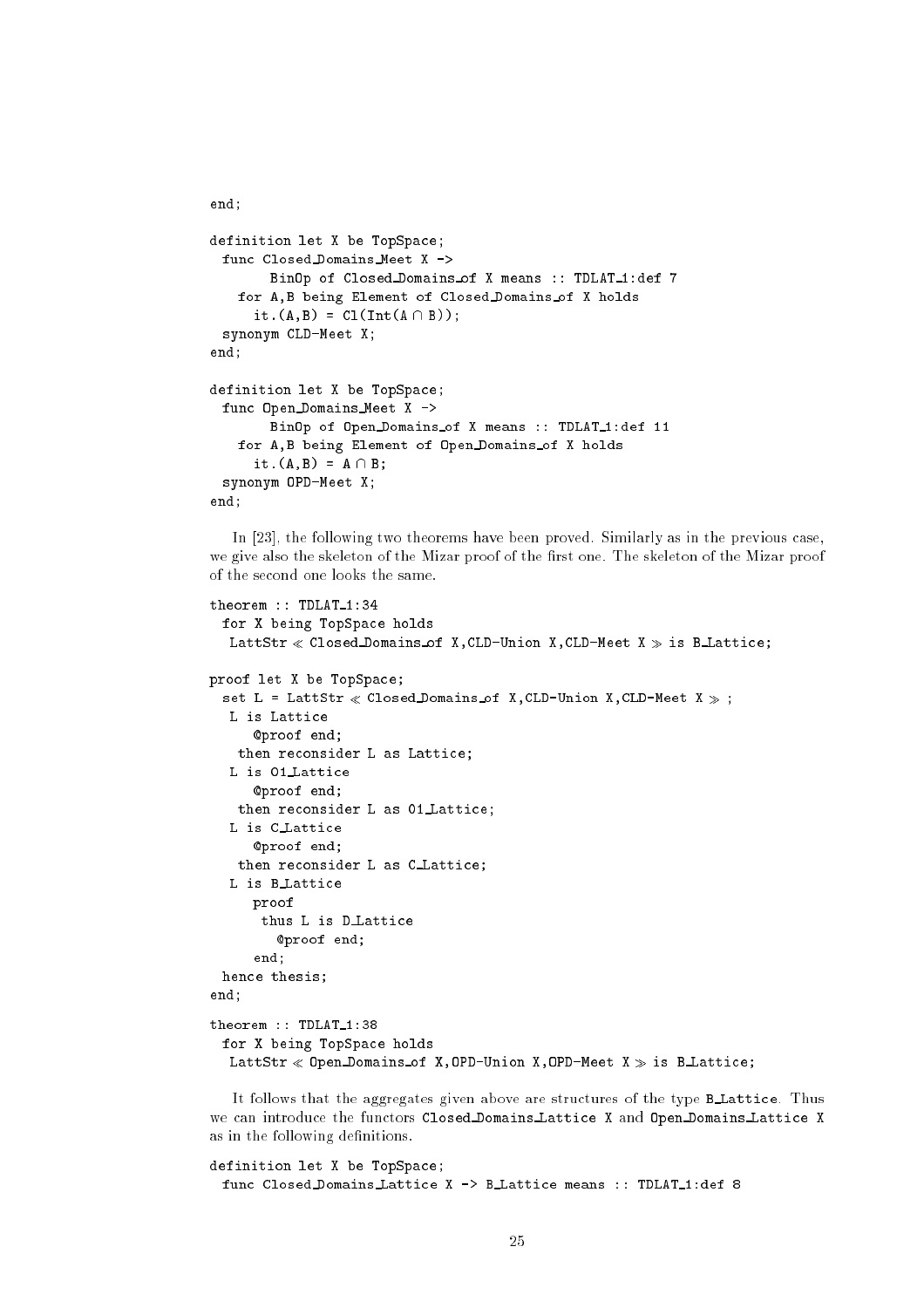```
end;

definition let X be TopSpace;
  func Closed_Domains_Meet X ->
        BinOp of Closed_Domains_of X means :: TDLAT_1:def 7
    for A,B being Element of Closed_Domains_of X holds
      it.(A,B) = Cl(Int(A ∩ B));
  synonym CLD-Meet X;
end;

definition let X be TopSpace;
  func Open_Domains_Meet X ->
        BinOp of Open_Domains_of X means :: TDLAT_1:def 11
    for A,B being Element of Open_Domains_of X holds
      it.(A,B) = A ∩ B;
  synonym OPD-Meet X;
end;
```

In [23], the following two theorems have been proved. Similarly as in the previous case, we give also the skeleton of the Mizar proof of the first one. The skeleton of the Mizar proof of the second one looks the same.

```
theorem :: TDLAT_1:34
  for X being TopSpace holds
   LattStr ≪ Closed_Domains_of X,CLD-Union X,CLD-Meet X ≫ is B_Lattice;

proof let X be TopSpace;
  set L = LattStr ≪ Closed_Domains_of X,CLD-Union X,CLD-Meet X ≫ ;
   L is Lattice
      @proof end;
    then reconsider L as Lattice;
   L is 01_Lattice
      @proof end;
    then reconsider L as 01_Lattice;
   L is C_Lattice
      @proof end;
    then reconsider L as C_Lattice;
   L is B_Lattice
      proof
       thus L is D_Lattice
         @proof end;
      end;
  hence thesis;
end;

theorem :: TDLAT_1:38
  for X being TopSpace holds
   LattStr ≪ Open_Domains_of X,OPD-Union X,OPD-Meet X ≫ is B_Lattice;
```

It follows that the aggregates given above are structures of the type `B_Lattice`. Thus we can introduce the functors `Closed_Domains_Lattice X` and `Open_Domains_Lattice X` as in the following definitions.

```
definition let X be TopSpace;
  func Closed_Domains_Lattice X -> B_Lattice means :: TDLAT_1:def 8
```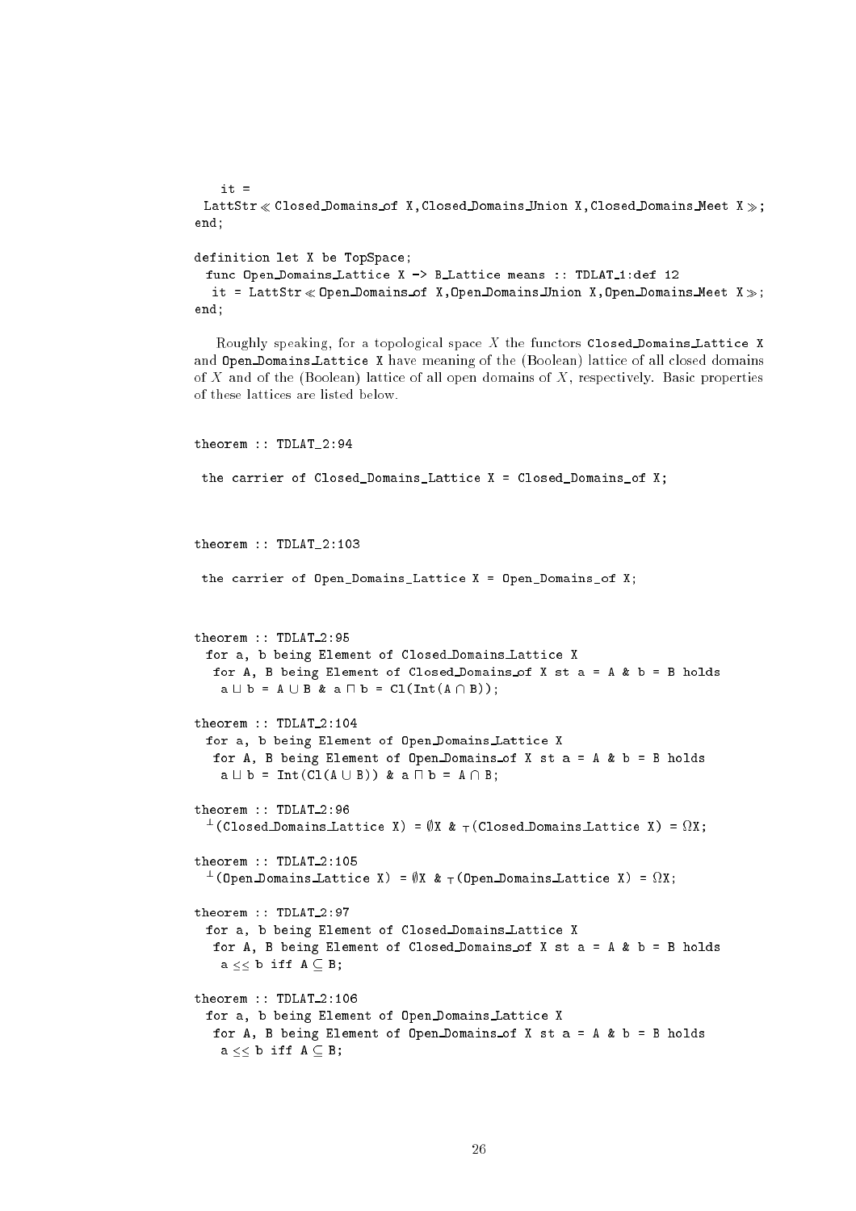```
    it =
  LattStr≪ Closed_Domains_of X,Closed_Domains_Union X,Closed_Domains_Meet X ≫;
end;

definition let X be TopSpace;
  func Open_Domains_Lattice X -> B_Lattice means :: TDLAT_1:def 12
   it = LattStr≪ Open_Domains_of X,Open_Domains_Union X,Open_Domains_Meet X ≫;
end;
```

Roughly speaking, for a topological space $X$ the functors `Closed_Domains_Lattice X` and `Open_Domains_Lattice X` have meaning of the (Boolean) lattice of all closed domains of $X$ and of the (Boolean) lattice of all open domains of $X$, respectively. Basic properties of these lattices are listed below.

```
theorem :: TDLAT_2:94

 the carrier of Closed_Domains_Lattice X = Closed_Domains_of X;



theorem :: TDLAT_2:103

 the carrier of Open_Domains_Lattice X = Open_Domains_of X;



theorem :: TDLAT_2:95
  for a, b being Element of Closed_Domains_Lattice X
   for A, B being Element of Closed_Domains_of X st a = A & b = B holds
    a ⊔ b = A ∪ B & a ⊓ b = Cl(Int(A ∩ B));

theorem :: TDLAT_2:104
  for a, b being Element of Open_Domains_Lattice X
   for A, B being Element of Open_Domains_of X st a = A & b = B holds
    a ⊔ b = Int(Cl(A ∪ B)) & a ⊓ b = A ∩ B;

theorem :: TDLAT_2:96
  ⊥(Closed_Domains_Lattice X) = ∅X & ⊤(Closed_Domains_Lattice X) = ΩX;

theorem :: TDLAT_2:105
  ⊥(Open_Domains_Lattice X) = ∅X & ⊤(Open_Domains_Lattice X) = ΩX;

theorem :: TDLAT_2:97
  for a, b being Element of Closed_Domains_Lattice X
   for A, B being Element of Closed_Domains_of X st a = A & b = B holds
    a ⊑ b iff A ⊆ B;

theorem :: TDLAT_2:106
  for a, b being Element of Open_Domains_Lattice X
   for A, B being Element of Open_Domains_of X st a = A & b = B holds
    a ⊑ b iff A ⊆ B;
```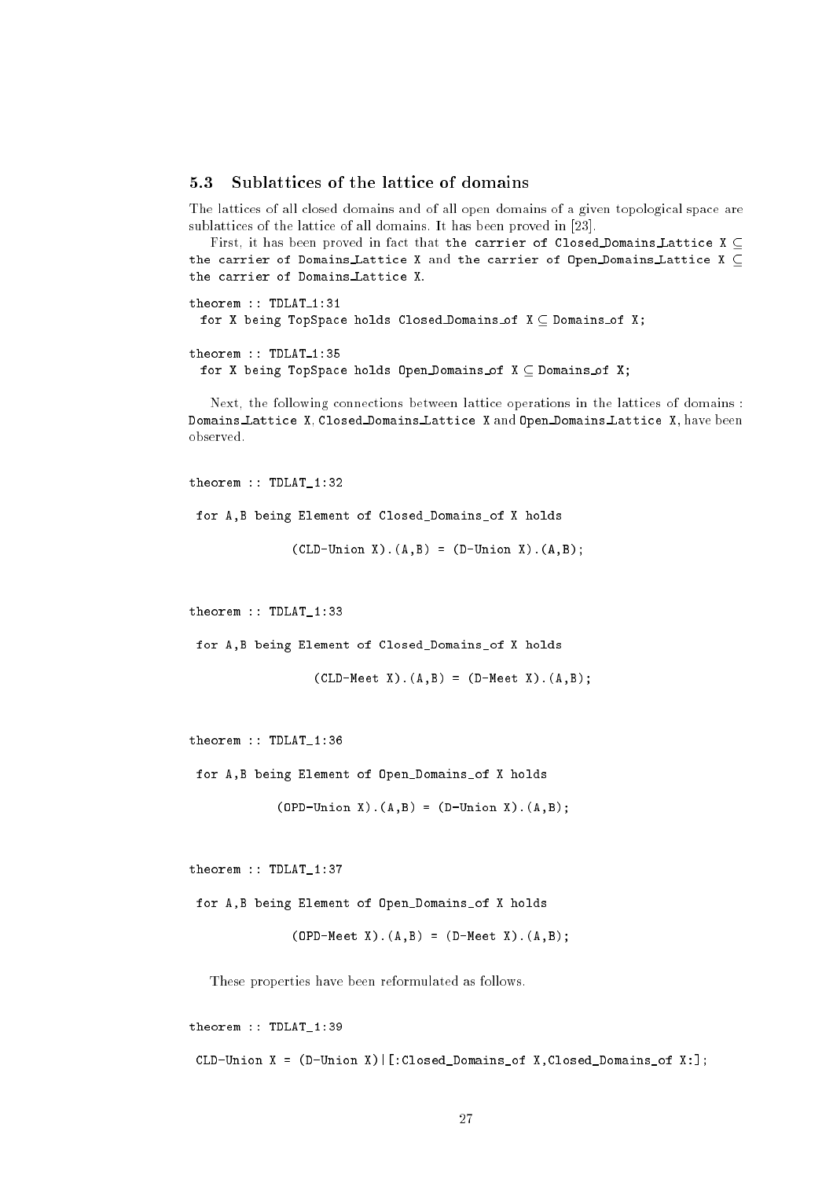### 5.3 Sublattices of the lattice of domains

The lattices of all closed domains and of all open domains of a given topological space are sublattices of the lattice of all domains. It has been proved in [23].

First, it has been proved in fact that `the carrier of Closed_Domains_Lattice X` ⊆ `the carrier of Domains_Lattice X` and `the carrier of Open_Domains_Lattice X` ⊆ `the carrier of Domains_Lattice X`.

```
theorem :: TDLAT_1:31
  for X being TopSpace holds Closed_Domains_of X ⊆ Domains_of X;
```

```
theorem :: TDLAT_1:35
  for X being TopSpace holds Open_Domains_of X ⊆ Domains_of X;
```

Next, the following connections between lattice operations in the lattices of domains : `Domains_Lattice X`, `Closed_Domains_Lattice X` and `Open_Domains_Lattice X`, have been observed.

```
theorem :: TDLAT_1:32

 for A,B being Element of Closed_Domains_of X holds

             (CLD-Union X).(A,B) = (D-Union X).(A,B);
```

```
theorem :: TDLAT_1:33

 for A,B being Element of Closed_Domains_of X holds

                (CLD-Meet X).(A,B) = (D-Meet X).(A,B);
```

```
theorem :: TDLAT_1:36

 for A,B being Element of Open_Domains_of X holds

           (OPD-Union X).(A,B) = (D-Union X).(A,B);
```

```
theorem :: TDLAT_1:37

 for A,B being Element of Open_Domains_of X holds

             (OPD-Meet X).(A,B) = (D-Meet X).(A,B);
```

These properties have been reformulated as follows.

```
theorem :: TDLAT_1:39

 CLD-Union X = (D-Union X)|[:Closed_Domains_of X,Closed_Domains_of X:];
```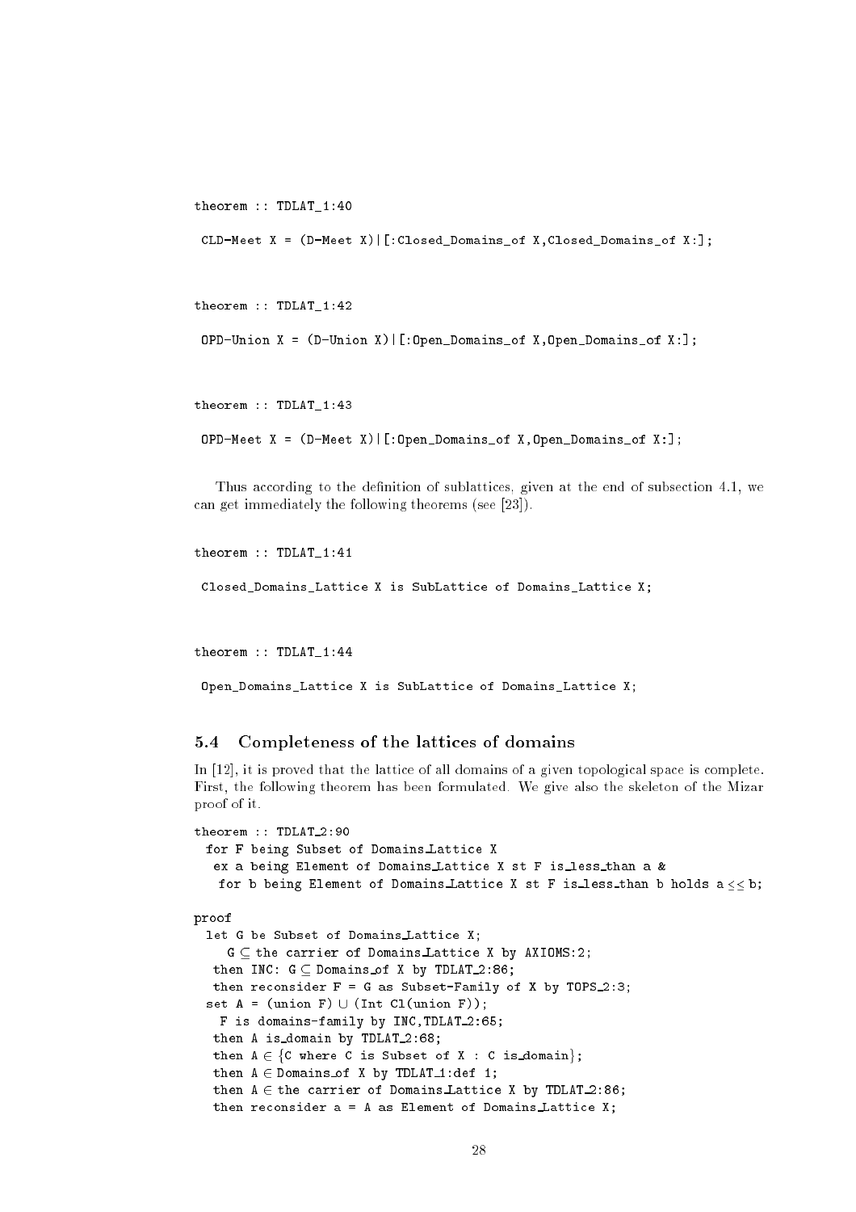```
theorem :: TDLAT_1:40

 CLD-Meet X = (D-Meet X)|[:Closed_Domains_of X,Closed_Domains_of X:];
```

```
theorem :: TDLAT_1:42

 OPD-Union X = (D-Union X)|[:Open_Domains_of X,Open_Domains_of X:];
```

```
theorem :: TDLAT_1:43

 OPD-Meet X = (D-Meet X)|[:Open_Domains_of X,Open_Domains_of X:];
```

Thus according to the definition of sublattices, given at the end of subsection 4.1, we can get immediately the following theorems (see [23]).

```
theorem :: TDLAT_1:41

 Closed_Domains_Lattice X is SubLattice of Domains_Lattice X;
```

```
theorem :: TDLAT_1:44

 Open_Domains_Lattice X is SubLattice of Domains_Lattice X;
```

### 5.4 Completeness of the lattices of domains

In [12], it is proved that the lattice of all domains of a given topological space is complete. First, the following theorem has been formulated. We give also the skeleton of the Mizar proof of it.

```
theorem :: TDLAT_2:90
  for F being Subset of Domains_Lattice X
   ex a being Element of Domains_Lattice X st F is_less_than a &
    for b being Element of Domains_Lattice X st F is_less_than b holds a <= b;

proof
  let G be Subset of Domains_Lattice X;
     G ⊆ the carrier of Domains_Lattice X by AXIOMS:2;
   then INC: G ⊆ Domains_of X by TDLAT_2:86;
   then reconsider F = G as Subset-Family of X by TOPS_2:3;
  set A = (union F) ∪ (Int Cl(union F));
    F is domains-family by INC,TDLAT_2:65;
   then A is_domain by TDLAT_2:68;
   then A ∈ {C where C is Subset of X : C is_domain};
   then A ∈ Domains_of X by TDLAT_1:def 1;
   then A ∈ the carrier of Domains_Lattice X by TDLAT_2:86;
   then reconsider a = A as Element of Domains_Lattice X;
```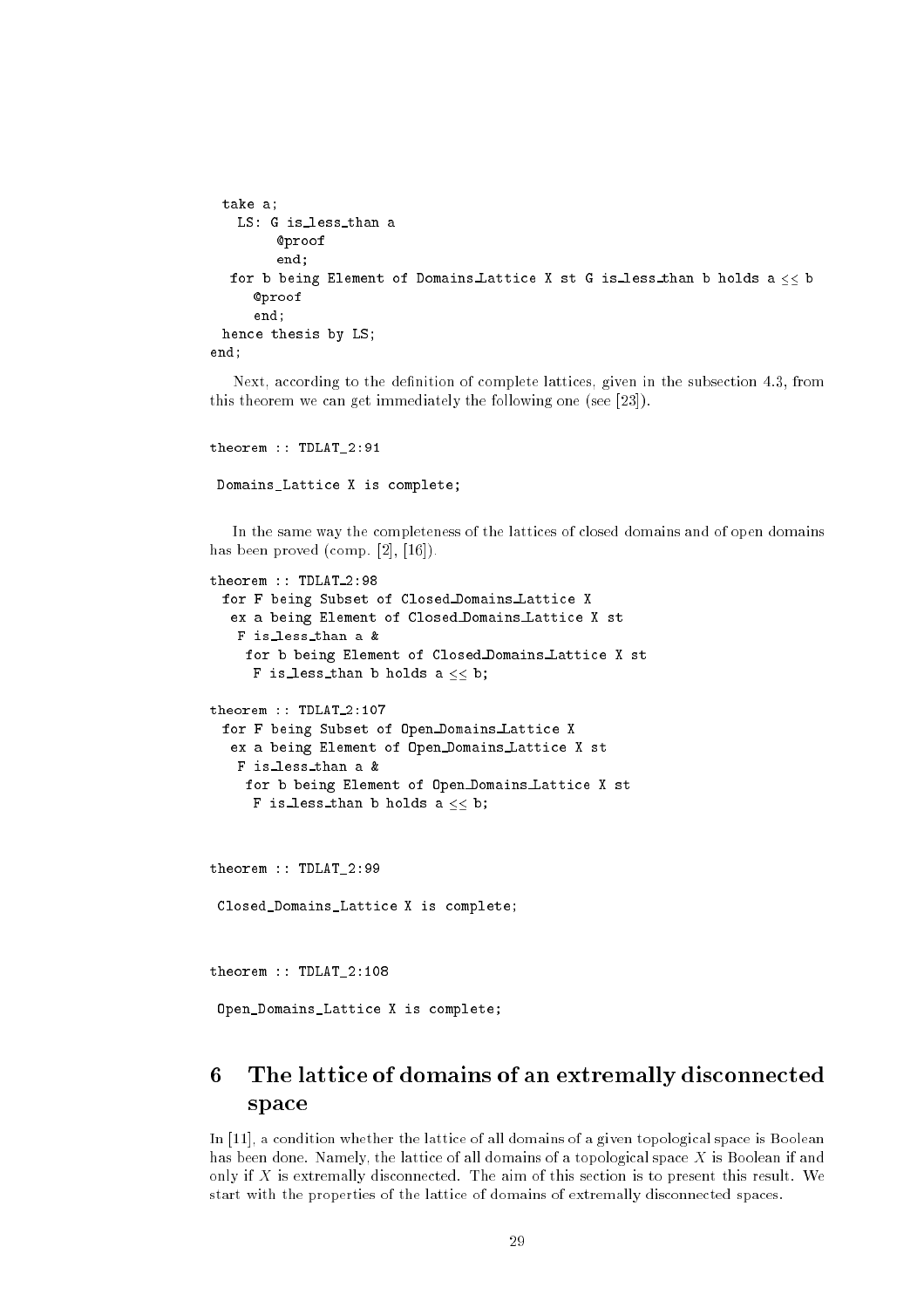```
  take a;
   LS: G is_less_than a
        @proof
        end;
   for b being Element of Domains_Lattice X st G is_less_than b holds a <= b
      @proof
      end;
  hence thesis by LS;
end;
```

Next, according to the definition of complete lattices, given in the subsection 4.3, from this theorem we can get immediately the following one (see [23]).

```
theorem :: TDLAT_2:91

 Domains_Lattice X is complete;
```

In the same way the completeness of the lattices of closed domains and of open domains has been proved (comp. [2], [16]).

```
theorem :: TDLAT_2:98
  for F being Subset of Closed_Domains_Lattice X
   ex a being Element of Closed_Domains_Lattice X st
    F is_less_than a &
     for b being Element of Closed_Domains_Lattice X st
      F is_less_than b holds a <= b;

theorem :: TDLAT_2:107
  for F being Subset of Open_Domains_Lattice X
   ex a being Element of Open_Domains_Lattice X st
    F is_less_than a &
     for b being Element of Open_Domains_Lattice X st
      F is_less_than b holds a <= b;


theorem :: TDLAT_2:99

 Closed_Domains_Lattice X is complete;


theorem :: TDLAT_2:108

 Open_Domains_Lattice X is complete;
```

# 6 The lattice of domains of an extremally disconnected space

In [11], a condition whether the lattice of all domains of a given topological space is Boolean has been done. Namely, the lattice of all domains of a topological space $X$ is Boolean if and only if $X$ is extremally disconnected. The aim of this section is to present this result. We start with the properties of the lattice of domains of extremally disconnected spaces.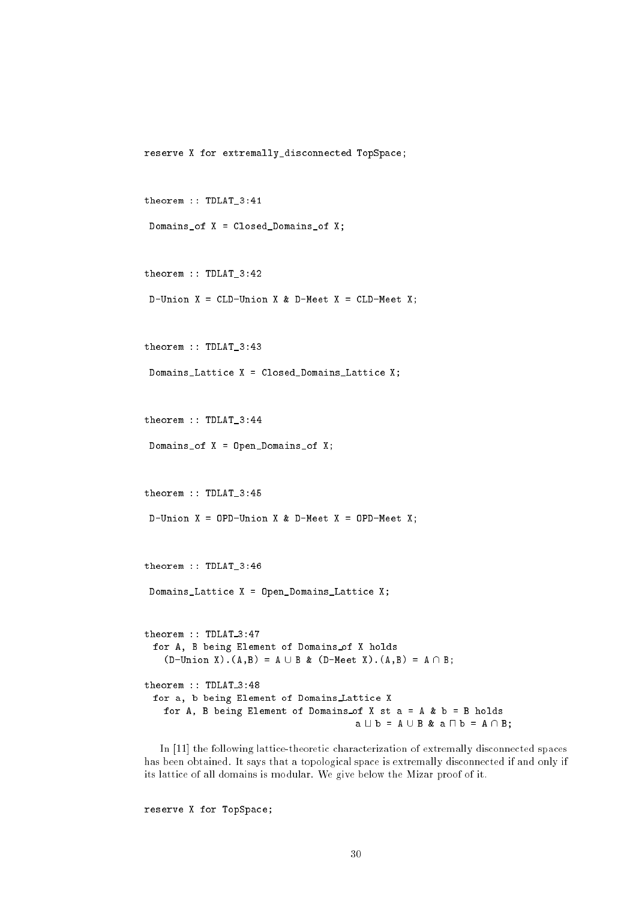```
reserve X for extremally_disconnected TopSpace;


theorem :: TDLAT_3:41

 Domains_of X = Closed_Domains_of X;


theorem :: TDLAT_3:42

 D-Union X = CLD-Union X & D-Meet X = CLD-Meet X;


theorem :: TDLAT_3:43

 Domains_Lattice X = Closed_Domains_Lattice X;


theorem :: TDLAT_3:44

 Domains_of X = Open_Domains_of X;


theorem :: TDLAT_3:45

 D-Union X = OPD-Union X & D-Meet X = OPD-Meet X;


theorem :: TDLAT_3:46

 Domains_Lattice X = Open_Domains_Lattice X;


theorem :: TDLAT_3:47
  for A, B being Element of Domains_of X holds
    (D-Union X).(A,B) = A ∪ B & (D-Meet X).(A,B) = A ∩ B;

theorem :: TDLAT_3:48
  for a, b being Element of Domains_Lattice X
    for A, B being Element of Domains_of X st a = A & b = B holds
                                        a ⊔ b = A ∪ B & a ⊓ b = A ∩ B;
```

In [11] the following lattice-theoretic characterization of extremally disconnected spaces has been obtained. It says that a topological space is extremally disconnected if and only if its lattice of all domains is modular. We give below the Mizar proof of it.

```
reserve X for TopSpace;
```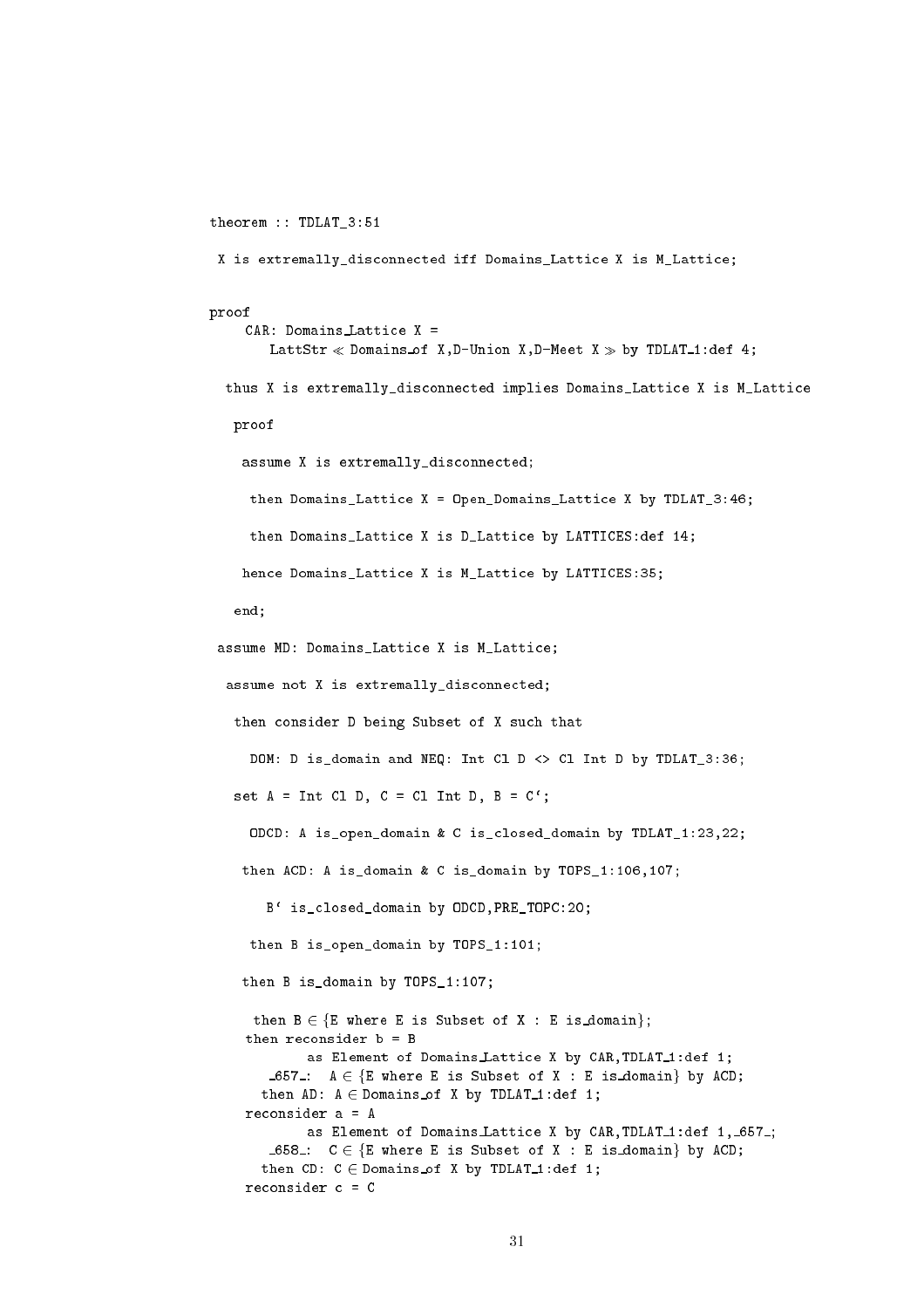```
theorem :: TDLAT_3:51

 X is extremally_disconnected iff Domains_Lattice X is M_Lattice;


proof
    CAR: Domains_Lattice X =
       LattStr ≪ Domains_of X,D-Union X,D-Meet X ≫ by TDLAT_1:def 4;

  thus X is extremally_disconnected implies Domains_Lattice X is M_Lattice

   proof

    assume X is extremally_disconnected;

     then Domains_Lattice X = Open_Domains_Lattice X by TDLAT_3:46;

     then Domains_Lattice X is D_Lattice by LATTICES:def 14;

    hence Domains_Lattice X is M_Lattice by LATTICES:35;

   end;

 assume MD: Domains_Lattice X is M_Lattice;

  assume not X is extremally_disconnected;

   then consider D being Subset of X such that

     DOM: D is_domain and NEQ: Int Cl D <> Cl Int D by TDLAT_3:36;

   set A = Int Cl D, C = Cl Int D, B = C`;

     ODCD: A is_open_domain & C is_closed_domain by TDLAT_1:23,22;

    then ACD: A is_domain & C is_domain by TOPS_1:106,107;

       B` is_closed_domain by ODCD,PRE_TOPC:20;

     then B is_open_domain by TOPS_1:101;

    then B is_domain by TOPS_1:107;

      then B ∈ {E where E is Subset of X : E is_domain};
     then reconsider b = B
            as Element of Domains_Lattice X by CAR,TDLAT_1:def 1;
        _657_:  A ∈ {E where E is Subset of X : E is_domain} by ACD;
       then AD: A ∈ Domains_of X by TDLAT_1:def 1;
     reconsider a = A
            as Element of Domains_Lattice X by CAR,TDLAT_1:def 1,_657_;
        _658_:  C ∈ {E where E is Subset of X : E is_domain} by ACD;
       then CD: C ∈ Domains_of X by TDLAT_1:def 1;
     reconsider c = C
```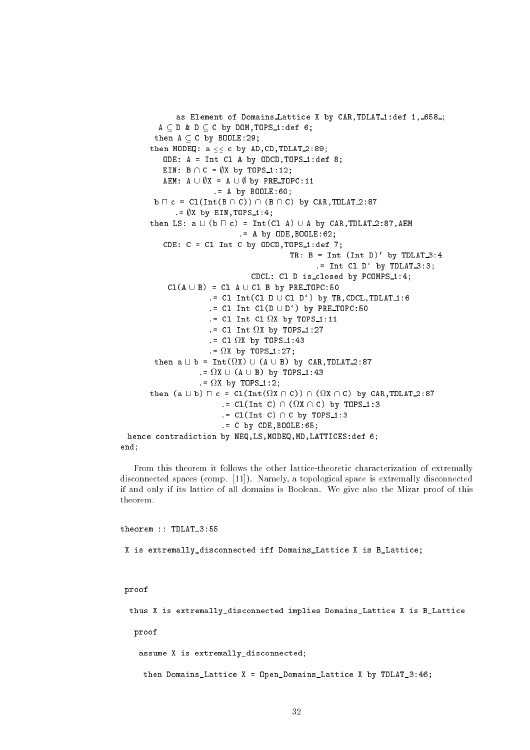```
            as Element of Domains_Lattice X by CAR,TDLAT_1:def 1,_658_;
        A ⊆ D & D ⊆ C by DOM,TOPS_1:def 6;
       then A ⊆ C by BOOLE:29;
      then MODEQ: a ≤≤ c by AD,CD,TDLAT_2:89;
         ODE: A = Int Cl A by ODCD,TOPS_1:def 8;
         EIN: B ∩ C = ∅X by TOPS_1:12;
         AEM: A ∪ ∅X = A ∪ ∅ by PRE_TOPC:11
                     .= A by BOOLE:60;
       b ⊓ c = Cl(Int(B ∩ C)) ∩ (B ∩ C) by CAR,TDLAT_2:87
            .= ∅X by EIN,TOPS_1:4;
      then LS: a ⊔ (b ⊓ c) = Int(Cl A) ∪ A by CAR,TDLAT_2:87,AEM
                           .= A by ODE,BOOLE:62;
         CDE: C = Cl Int C by ODCD,TOPS_1:def 7;
                                     TR: B = Int (Int D)‘ by TDLAT_3:4
                                            .= Int Cl D‘ by TDLAT_3:3;
                             CDCL: Cl D is_closed by PCOMPS_1:4;
          Cl(A ∪ B) = Cl A ∪ Cl B by PRE_TOPC:50
                   .= Cl Int(Cl D ∪ Cl D‘) by TR,CDCL,TDLAT_1:6
                   .= Cl Int Cl(D ∪ D‘) by PRE_TOPC:50
                   .= Cl Int Cl ΩX by TOPS_1:11
                   .= Cl Int ΩX by TOPS_1:27
                   .= Cl ΩX by TOPS_1:43
                   .= ΩX by TOPS_1:27;
       then a ⊔ b = Int(ΩX) ∪ (A ∪ B) by CAR,TDLAT_2:87
                 .= ΩX ∪ (A ∪ B) by TOPS_1:43
                 .= ΩX by TOPS_1:2;
      then (a ⊔ b) ⊓ c = Cl(Int(ΩX ∩ C)) ∩ (ΩX ∩ C) by CAR,TDLAT_2:87
                       .= Cl(Int C) ∩ (ΩX ∩ C) by TOPS_1:3
                       .= Cl(Int C) ∩ C by TOPS_1:3
                       .= C by CDE,BOOLE:65;
 hence contradiction by NEQ,LS,MODEQ,MD,LATTICES:def 6;
end;
```

From this theorem it follows the other lattice-theoretic characterization of extremally disconnected spaces (comp. [11]). Namely, a topological space is extremally disconnected if and only if its lattice of all domains is Boolean. We give also the Mizar proof of this theorem.

```
theorem :: TDLAT_3:55

 X is extremally_disconnected iff Domains_Lattice X is B_Lattice;



 proof

  thus X is extremally_disconnected implies Domains_Lattice X is B_Lattice

   proof

    assume X is extremally_disconnected;

     then Domains_Lattice X = Open_Domains_Lattice X by TDLAT_3:46;
```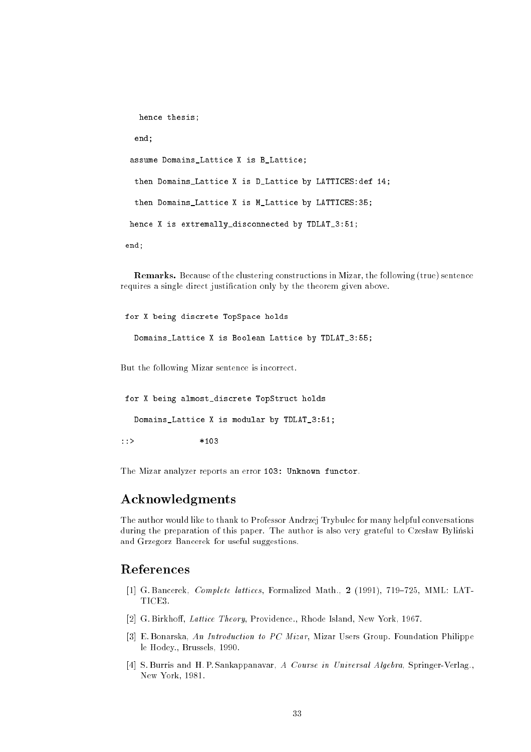```
    hence thesis;
   end;
  assume Domains_Lattice X is B_Lattice;
   then Domains_Lattice X is D_Lattice by LATTICES:def 14;
   then Domains_Lattice X is M_Lattice by LATTICES:35;
  hence X is extremally_disconnected by TDLAT_3:51;
 end;
```

**Remarks.** Because of the clustering constructions in Mizar, the following (true) sentence requires a single direct justification only by the theorem given above.

```
 for X being discrete TopSpace holds
   Domains_Lattice X is Boolean Lattice by TDLAT_3:55;
```

But the following Mizar sentence is incorrect.

```
 for X being almost_discrete TopStruct holds
   Domains_Lattice X is modular by TDLAT_3:51;
::>              *103
```

The Mizar analyzer reports an error `103: Unknown functor`.

## Acknowledgments

The author would like to thank to Professor Andrzej Trybulec for many helpful conversations during the preparation of this paper. The author is also very grateful to Czesław Byliński and Grzegorz Bancerek for useful suggestions.

## References

[1] G. Bancerek, *Complete lattices*, Formalized Math., **2** (1991), 719–725, MML: LATTICE3.

[2] G. Birkhoff, *Lattice Theory*, Providence., Rhode Island, New York, 1967.

[3] E. Bonarska, *An Introduction to PC Mizar*, Mizar Users Group. Foundation Philippe le Hodey., Brussels, 1990.

[4] S. Burris and H. P. Sankappanavar, *A Course in Universal Algebra*, Springer-Verlag., New York, 1981.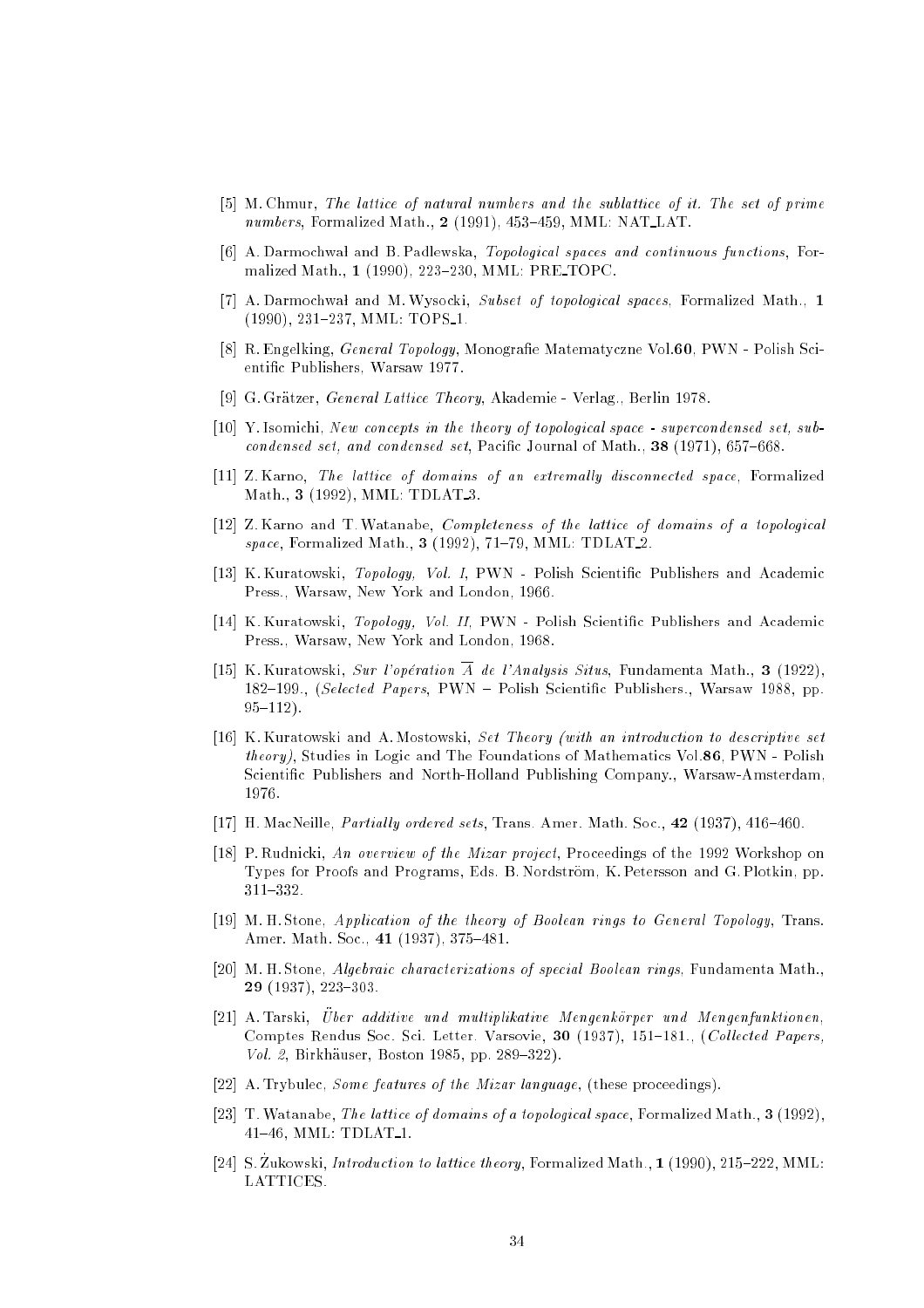[5] M. Chmur, *The lattice of natural numbers and the sublattice of it. The set of prime numbers*, Formalized Math., **2** (1991), 453–459, MML: NAT_LAT.

[6] A. Darmochwał and B. Padlewska, *Topological spaces and continuous functions*, Formalized Math., **1** (1990), 223–230, MML: PRE_TOPC.

[7] A. Darmochwał and M. Wysocki, *Subset of topological spaces*, Formalized Math., **1** (1990), 231–237, MML: TOPS_1.

[8] R. Engelking, *General Topology*, Monografie Matematyczne Vol.**60**, PWN - Polish Scientific Publishers, Warsaw 1977.

[9] G. Grätzer, *General Lattice Theory*, Akademie - Verlag., Berlin 1978.

[10] Y. Isomichi, *New concepts in the theory of topological space - supercondensed set, subcondensed set, and condensed set*, Pacific Journal of Math., **38** (1971), 657–668.

[11] Z. Karno, *The lattice of domains of an extremally disconnected space*, Formalized Math., **3** (1992), MML: TDLAT_3.

[12] Z. Karno and T. Watanabe, *Completeness of the lattice of domains of a topological space*, Formalized Math., **3** (1992), 71–79, MML: TDLAT_2.

[13] K. Kuratowski, *Topology, Vol. I*, PWN - Polish Scientific Publishers and Academic Press., Warsaw, New York and London, 1966.

[14] K. Kuratowski, *Topology, Vol. II*, PWN - Polish Scientific Publishers and Academic Press., Warsaw, New York and London, 1968.

[15] K. Kuratowski, *Sur l'opération $\overline{A}$ de l'Analysis Situs*, Fundamenta Math., **3** (1922), 182–199., (*Selected Papers*, PWN – Polish Scientific Publishers., Warsaw 1988, pp. 95–112).

[16] K. Kuratowski and A. Mostowski, *Set Theory (with an introduction to descriptive set theory)*, Studies in Logic and The Foundations of Mathematics Vol.**86**, PWN - Polish Scientific Publishers and North-Holland Publishing Company., Warsaw-Amsterdam, 1976.

[17] H. MacNeille, *Partially ordered sets*, Trans. Amer. Math. Soc., **42** (1937), 416–460.

[18] P. Rudnicki, *An overview of the Mizar project*, Proceedings of the 1992 Workshop on Types for Proofs and Programs, Eds. B. Nordström, K. Petersson and G. Plotkin, pp. 311–332.

[19] M. H. Stone, *Application of the theory of Boolean rings to General Topology*, Trans. Amer. Math. Soc., **41** (1937), 375–481.

[20] M. H. Stone, *Algebraic characterizations of special Boolean rings*, Fundamenta Math., **29** (1937), 223–303.

[21] A. Tarski, *Über additive und multiplikative Mengenkörper und Mengenfunktionen*, Comptes Rendus Soc. Sci. Letter. Varsovie, **30** (1937), 151–181., (*Collected Papers, Vol. 2*, Birkhäuser, Boston 1985, pp. 289–322).

[22] A. Trybulec, *Some features of the Mizar language*, (these proceedings).

[23] T. Watanabe, *The lattice of domains of a topological space*, Formalized Math., **3** (1992), 41–46, MML: TDLAT_1.

[24] S. Żukowski, *Introduction to lattice theory*, Formalized Math., **1** (1990), 215–222, MML: LATTICES.